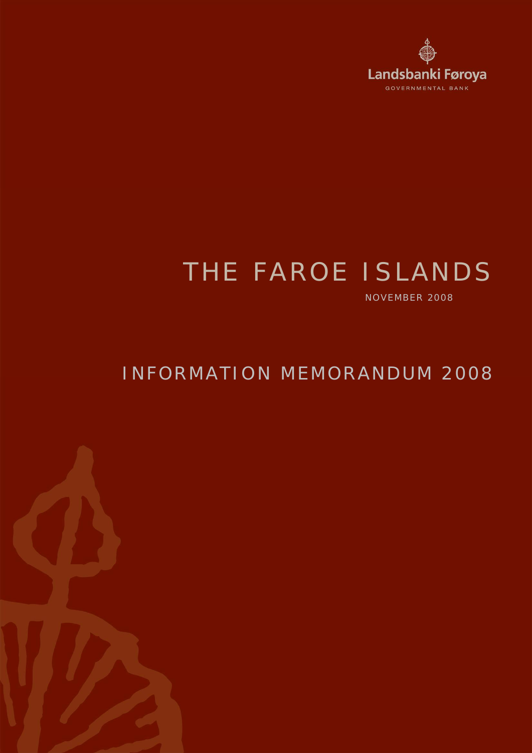Landsbanki Føroya

GOVERNMENTAL BANK

# THE FAROE ISLANDS

NOVEMBER 2008

# INFORMATION MEMORANDUM 2008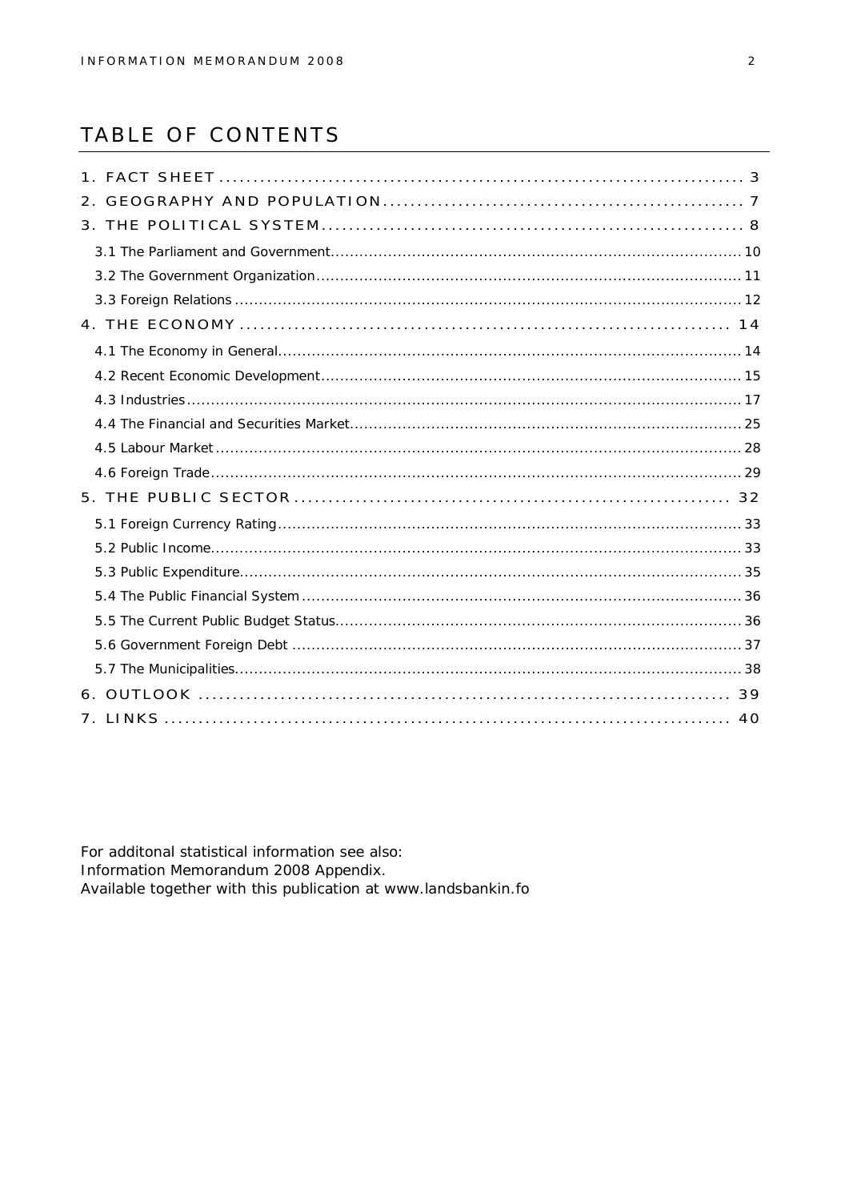# TABLE OF CONTENTS

1. FACT SHEET ........................................................................ 3
2. GEOGRAPHY AND POPULATION ........................................................................ 7
3. THE POLITICAL SYSTEM ........................................................................ 8
   - 3.1 The Parliament and Government ........................................................................ 10
   - 3.2 The Government Organization ........................................................................ 11
   - 3.3 Foreign Relations ........................................................................ 12
4. THE ECONOMY ........................................................................ 14
   - 4.1 The Economy in General ........................................................................ 14
   - 4.2 Recent Economic Development ........................................................................ 15
   - 4.3 Industries ........................................................................ 17
   - 4.4 The Financial and Securities Market ........................................................................ 25
   - 4.5 Labour Market ........................................................................ 28
   - 4.6 Foreign Trade ........................................................................ 29
5. THE PUBLIC SECTOR ........................................................................ 32
   - 5.1 Foreign Currency Rating ........................................................................ 33
   - 5.2 Public Income ........................................................................ 33
   - 5.3 Public Expenditure ........................................................................ 35
   - 5.4 The Public Financial System ........................................................................ 36
   - 5.5 The Current Public Budget Status ........................................................................ 36
   - 5.6 Government Foreign Debt ........................................................................ 37
   - 5.7 The Municipalities ........................................................................ 38
6. OUTLOOK ........................................................................ 39
7. LINKS ........................................................................ 40

For additonal statistical information see also:
Information Memorandum 2008 Appendix.
Available together with this publication at www.landsbankin.fo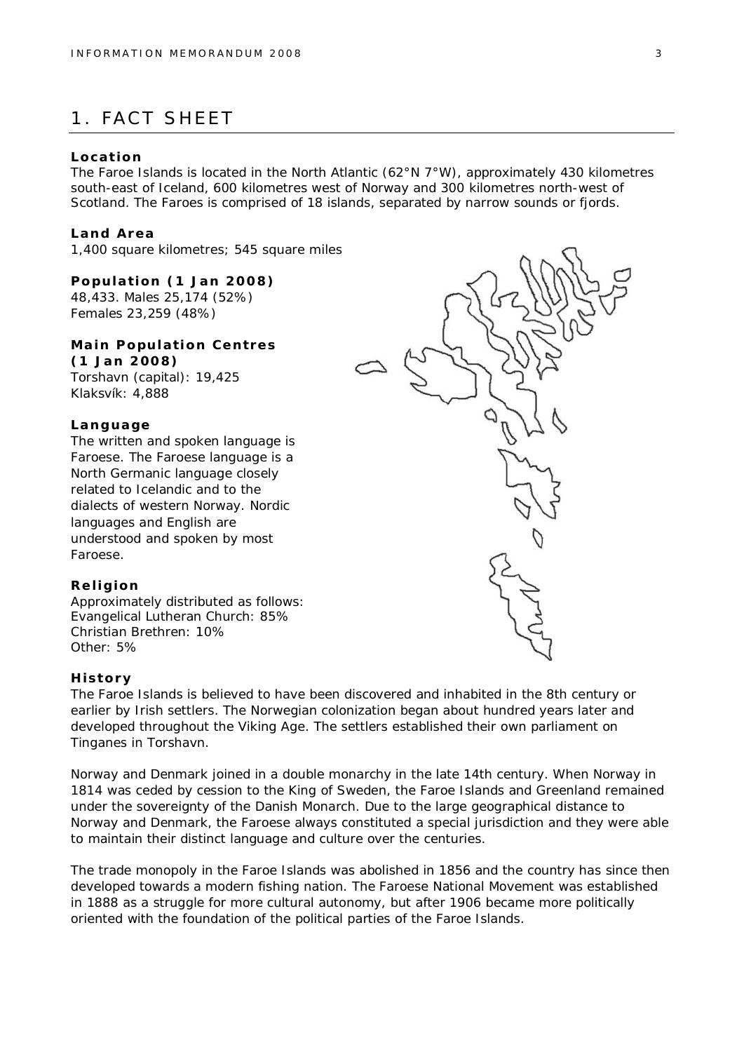# 1. FACT SHEET

**Location**

The Faroe Islands is located in the North Atlantic (62°N 7°W), approximately 430 kilometres south-east of Iceland, 600 kilometres west of Norway and 300 kilometres north-west of Scotland. The Faroes is comprised of 18 islands, separated by narrow sounds or fjords.

**Land Area**

1,400 square kilometres; 545 square miles

**Population (1 Jan 2008)**

48,433. Males 25,174 (52%)
Females 23,259 (48%)

**Main Population Centres (1 Jan 2008)**

Torshavn (capital): 19,425
Klaksvík: 4,888

**Language**

The written and spoken language is Faroese. The Faroese language is a North Germanic language closely related to Icelandic and to the dialects of western Norway. Nordic languages and English are understood and spoken by most Faroese.

**Religion**

Approximately distributed as follows:
Evangelical Lutheran Church: 85%
Christian Brethren: 10%
Other: 5%

**History**

The Faroe Islands is believed to have been discovered and inhabited in the 8th century or earlier by Irish settlers. The Norwegian colonization began about hundred years later and developed throughout the Viking Age. The settlers established their own parliament on Tinganes in Torshavn.

Norway and Denmark joined in a double monarchy in the late 14th century. When Norway in 1814 was ceded by cession to the King of Sweden, the Faroe Islands and Greenland remained under the sovereignty of the Danish Monarch. Due to the large geographical distance to Norway and Denmark, the Faroese always constituted a special jurisdiction and they were able to maintain their distinct language and culture over the centuries.

The trade monopoly in the Faroe Islands was abolished in 1856 and the country has since then developed towards a modern fishing nation. The Faroese National Movement was established in 1888 as a struggle for more cultural autonomy, but after 1906 became more politically oriented with the foundation of the political parties of the Faroe Islands.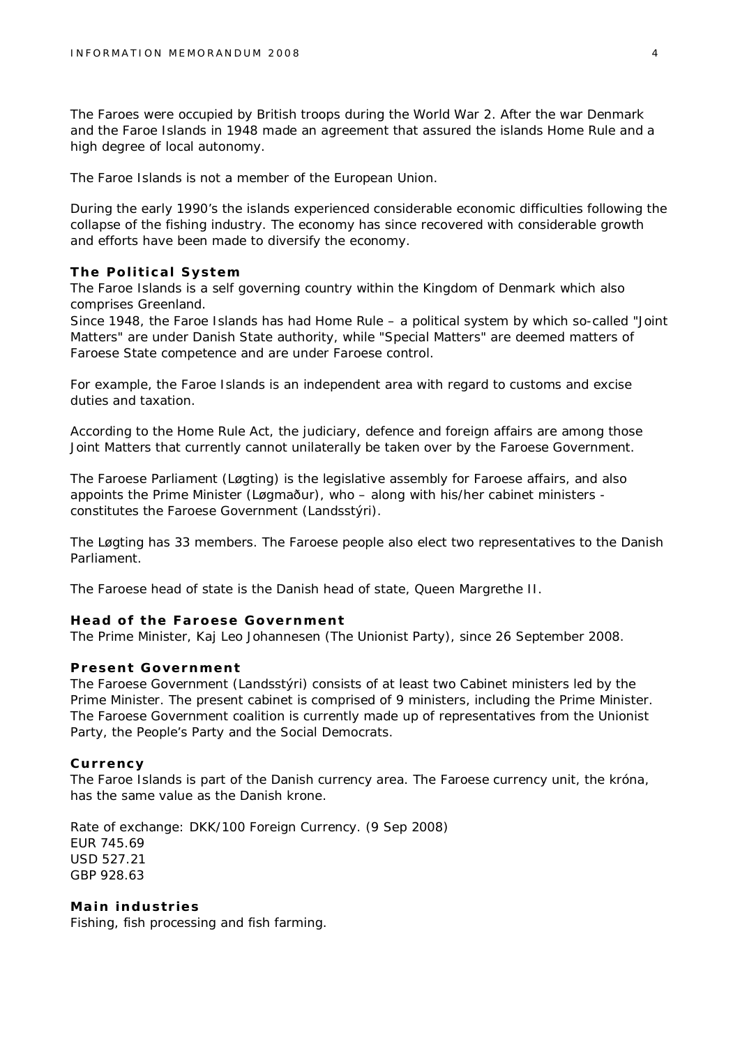The Faroes were occupied by British troops during the World War 2. After the war Denmark and the Faroe Islands in 1948 made an agreement that assured the islands Home Rule and a high degree of local autonomy.

The Faroe Islands is not a member of the European Union.

During the early 1990's the islands experienced considerable economic difficulties following the collapse of the fishing industry. The economy has since recovered with considerable growth and efforts have been made to diversify the economy.

**The Political System**

The Faroe Islands is a self governing country within the Kingdom of Denmark which also comprises Greenland.
Since 1948, the Faroe Islands has had Home Rule – a political system by which so-called "Joint Matters" are under Danish State authority, while "Special Matters" are deemed matters of Faroese State competence and are under Faroese control.

For example, the Faroe Islands is an independent area with regard to customs and excise duties and taxation.

According to the Home Rule Act, the judiciary, defence and foreign affairs are among those Joint Matters that currently cannot unilaterally be taken over by the Faroese Government.

The Faroese Parliament (Løgting) is the legislative assembly for Faroese affairs, and also appoints the Prime Minister (Løgmaður), who – along with his/her cabinet ministers - constitutes the Faroese Government (Landsstýri).

The Løgting has 33 members. The Faroese people also elect two representatives to the Danish Parliament.

The Faroese head of state is the Danish head of state, Queen Margrethe II.

**Head of the Faroese Government**

The Prime Minister, Kaj Leo Johannesen (The Unionist Party), since 26 September 2008.

**Present Government**

The Faroese Government (Landsstýri) consists of at least two Cabinet ministers led by the Prime Minister. The present cabinet is comprised of 9 ministers, including the Prime Minister. The Faroese Government coalition is currently made up of representatives from the Unionist Party, the People's Party and the Social Democrats.

**Currency**

The Faroe Islands is part of the Danish currency area. The Faroese currency unit, the króna, has the same value as the Danish krone.

Rate of exchange: DKK/100 Foreign Currency. (9 Sep 2008)
EUR 745.69
USD 527.21
GBP 928.63

**Main industries**

Fishing, fish processing and fish farming.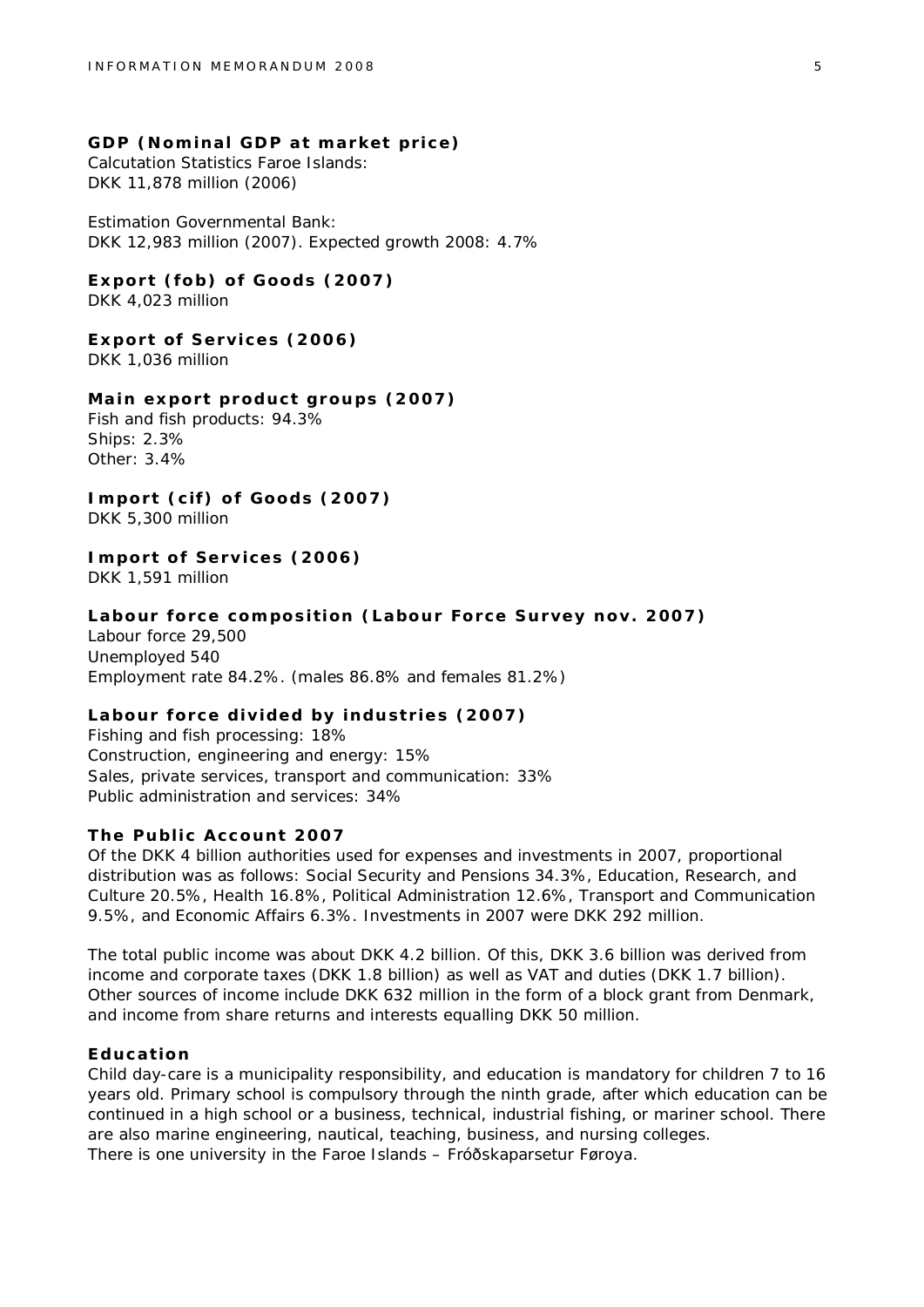**GDP (Nominal GDP at market price)**
Calcutation Statistics Faroe Islands:
DKK 11,878 million (2006)

Estimation Governmental Bank:
DKK 12,983 million (2007). Expected growth 2008: 4.7%

**Export (fob) of Goods (2007)**
DKK 4,023 million

**Export of Services (2006)**
DKK 1,036 million

**Main export product groups (2007)**
Fish and fish products: 94.3%
Ships: 2.3%
Other: 3.4%

**Import (cif) of Goods (2007)**
DKK 5,300 million

**Import of Services (2006)**
DKK 1,591 million

**Labour force composition (Labour Force Survey nov. 2007)**
Labour force 29,500
Unemployed 540
Employment rate 84.2%. (males 86.8% and females 81.2%)

**Labour force divided by industries (2007)**
Fishing and fish processing: 18%
Construction, engineering and energy: 15%
Sales, private services, transport and communication: 33%
Public administration and services: 34%

**The Public Account 2007**
Of the DKK 4 billion authorities used for expenses and investments in 2007, proportional distribution was as follows: Social Security and Pensions 34.3%, Education, Research, and Culture 20.5%, Health 16.8%, Political Administration 12.6%, Transport and Communication 9.5%, and Economic Affairs 6.3%. Investments in 2007 were DKK 292 million.

The total public income was about DKK 4.2 billion. Of this, DKK 3.6 billion was derived from income and corporate taxes (DKK 1.8 billion) as well as VAT and duties (DKK 1.7 billion). Other sources of income include DKK 632 million in the form of a block grant from Denmark, and income from share returns and interests equalling DKK 50 million.

**Education**
Child day-care is a municipality responsibility, and education is mandatory for children 7 to 16 years old. Primary school is compulsory through the ninth grade, after which education can be continued in a high school or a business, technical, industrial fishing, or mariner school. There are also marine engineering, nautical, teaching, business, and nursing colleges.
There is one university in the Faroe Islands – Fróðskaparsetur Føroya.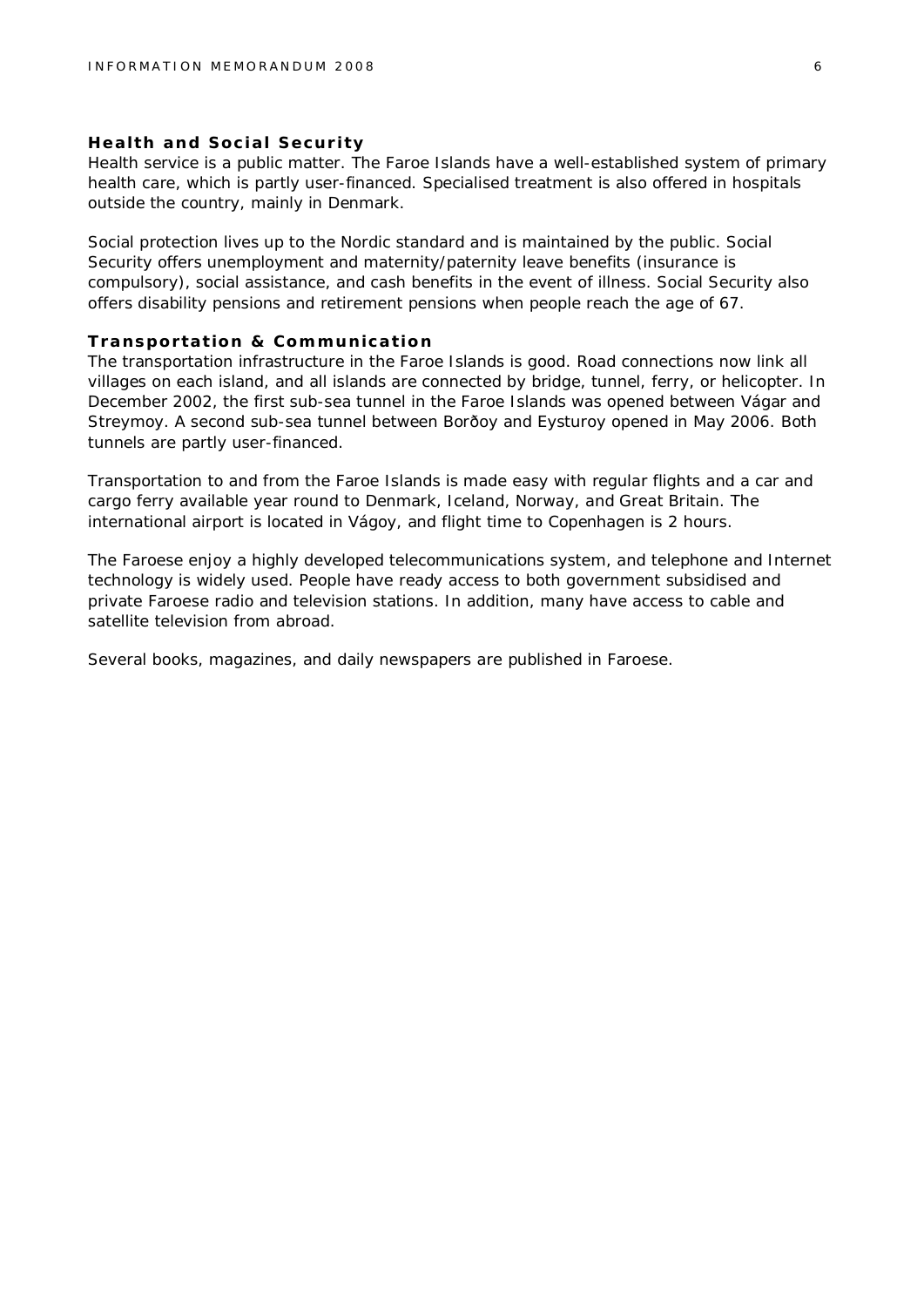### Health and Social Security

Health service is a public matter. The Faroe Islands have a well-established system of primary health care, which is partly user-financed. Specialised treatment is also offered in hospitals outside the country, mainly in Denmark.

Social protection lives up to the Nordic standard and is maintained by the public. Social Security offers unemployment and maternity/paternity leave benefits (insurance is compulsory), social assistance, and cash benefits in the event of illness. Social Security also offers disability pensions and retirement pensions when people reach the age of 67.

### Transportation & Communication

The transportation infrastructure in the Faroe Islands is good. Road connections now link all villages on each island, and all islands are connected by bridge, tunnel, ferry, or helicopter. In December 2002, the first sub-sea tunnel in the Faroe Islands was opened between Vágar and Streymoy. A second sub-sea tunnel between Borðoy and Eysturoy opened in May 2006. Both tunnels are partly user-financed.

Transportation to and from the Faroe Islands is made easy with regular flights and a car and cargo ferry available year round to Denmark, Iceland, Norway, and Great Britain. The international airport is located in Vágoy, and flight time to Copenhagen is 2 hours.

The Faroese enjoy a highly developed telecommunications system, and telephone and Internet technology is widely used. People have ready access to both government subsidised and private Faroese radio and television stations. In addition, many have access to cable and satellite television from abroad.

Several books, magazines, and daily newspapers are published in Faroese.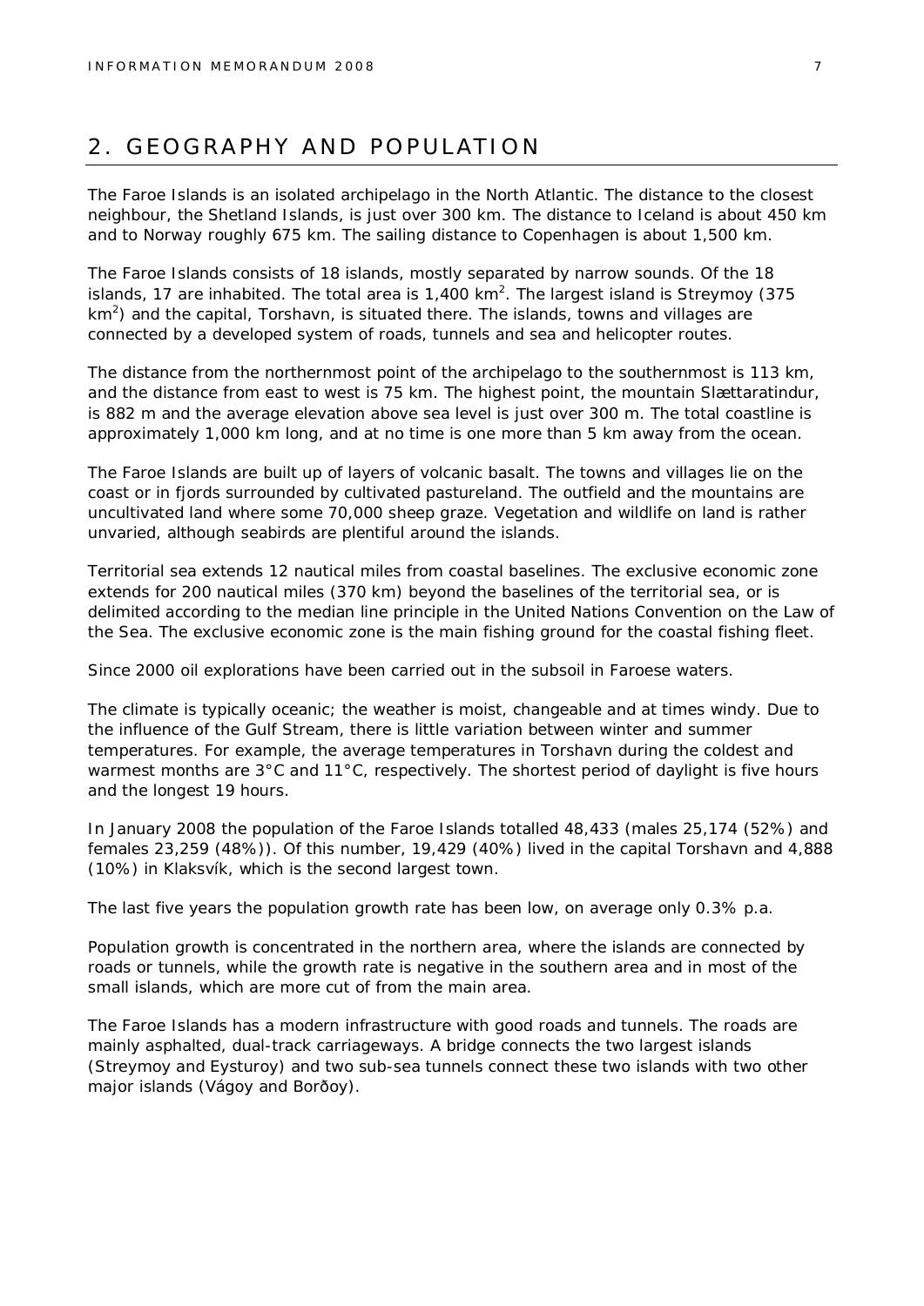# 2. GEOGRAPHY AND POPULATION

The Faroe Islands is an isolated archipelago in the North Atlantic. The distance to the closest neighbour, the Shetland Islands, is just over 300 km. The distance to Iceland is about 450 km and to Norway roughly 675 km. The sailing distance to Copenhagen is about 1,500 km.

The Faroe Islands consists of 18 islands, mostly separated by narrow sounds. Of the 18 islands, 17 are inhabited. The total area is 1,400 km$^2$. The largest island is Streymoy (375 km$^2$) and the capital, Torshavn, is situated there. The islands, towns and villages are connected by a developed system of roads, tunnels and sea and helicopter routes.

The distance from the northernmost point of the archipelago to the southernmost is 113 km, and the distance from east to west is 75 km. The highest point, the mountain Slættaratindur, is 882 m and the average elevation above sea level is just over 300 m. The total coastline is approximately 1,000 km long, and at no time is one more than 5 km away from the ocean.

The Faroe Islands are built up of layers of volcanic basalt. The towns and villages lie on the coast or in fjords surrounded by cultivated pastureland. The outfield and the mountains are uncultivated land where some 70,000 sheep graze. Vegetation and wildlife on land is rather unvaried, although seabirds are plentiful around the islands.

Territorial sea extends 12 nautical miles from coastal baselines. The exclusive economic zone extends for 200 nautical miles (370 km) beyond the baselines of the territorial sea, or is delimited according to the median line principle in the United Nations Convention on the Law of the Sea. The exclusive economic zone is the main fishing ground for the coastal fishing fleet.

Since 2000 oil explorations have been carried out in the subsoil in Faroese waters.

The climate is typically oceanic; the weather is moist, changeable and at times windy. Due to the influence of the Gulf Stream, there is little variation between winter and summer temperatures. For example, the average temperatures in Torshavn during the coldest and warmest months are 3°C and 11°C, respectively. The shortest period of daylight is five hours and the longest 19 hours.

In January 2008 the population of the Faroe Islands totalled 48,433 (males 25,174 (52%) and females 23,259 (48%)). Of this number, 19,429 (40%) lived in the capital Torshavn and 4,888 (10%) in Klaksvík, which is the second largest town.

The last five years the population growth rate has been low, on average only 0.3% p.a.

Population growth is concentrated in the northern area, where the islands are connected by roads or tunnels, while the growth rate is negative in the southern area and in most of the small islands, which are more cut of from the main area.

The Faroe Islands has a modern infrastructure with good roads and tunnels. The roads are mainly asphalted, dual-track carriageways. A bridge connects the two largest islands (Streymoy and Eysturoy) and two sub-sea tunnels connect these two islands with two other major islands (Vágoy and Borðoy).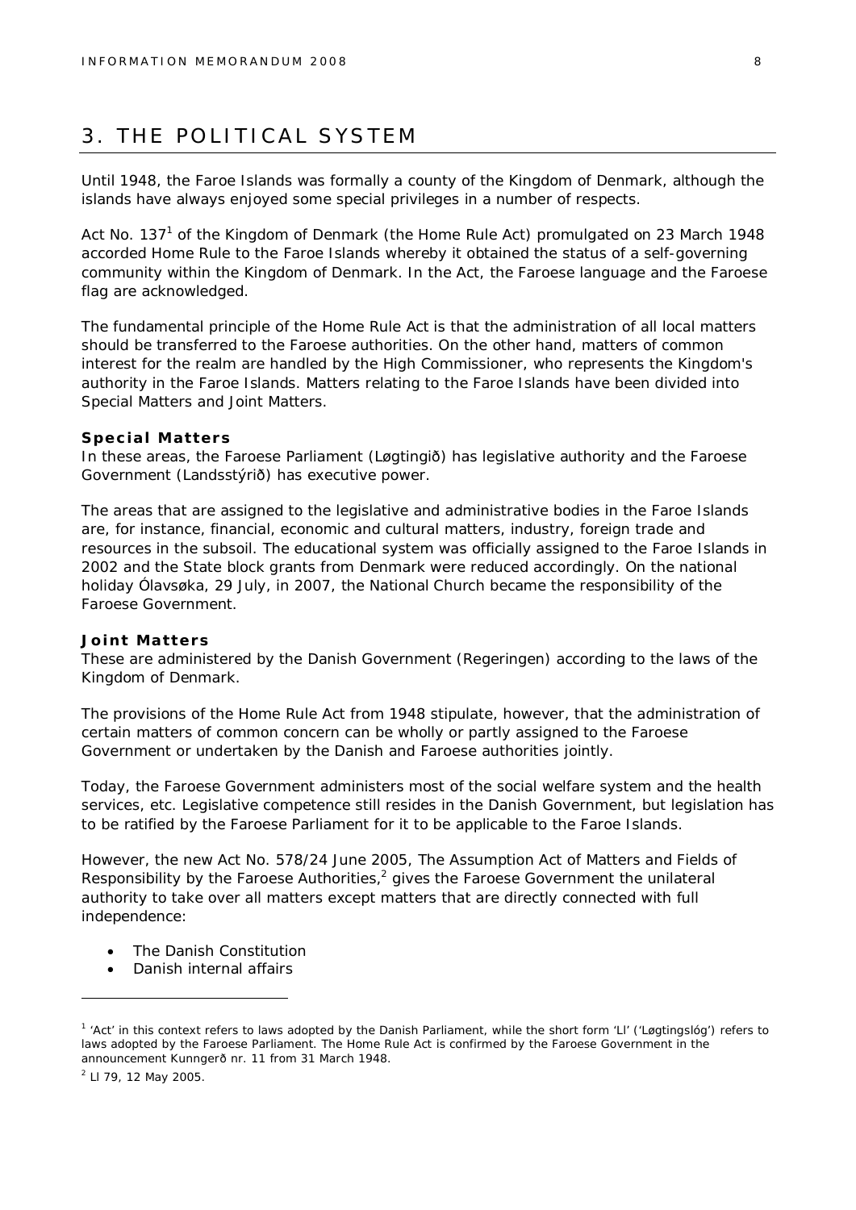# 3. THE POLITICAL SYSTEM

Until 1948, the Faroe Islands was formally a county of the Kingdom of Denmark, although the islands have always enjoyed some special privileges in a number of respects.

Act No. 137[1] of the Kingdom of Denmark (the Home Rule Act) promulgated on 23 March 1948 accorded Home Rule to the Faroe Islands whereby it obtained the status of a self-governing community within the Kingdom of Denmark. In the Act, the Faroese language and the Faroese flag are acknowledged.

The fundamental principle of the Home Rule Act is that the administration of all local matters should be transferred to the Faroese authorities. On the other hand, matters of common interest for the realm are handled by the High Commissioner, who represents the Kingdom's authority in the Faroe Islands. Matters relating to the Faroe Islands have been divided into Special Matters and Joint Matters.

**Special Matters**
In these areas, the Faroese Parliament (Løgtingið) has legislative authority and the Faroese Government (Landsstýrið) has executive power.

The areas that are assigned to the legislative and administrative bodies in the Faroe Islands are, for instance, financial, economic and cultural matters, industry, foreign trade and resources in the subsoil. The educational system was officially assigned to the Faroe Islands in 2002 and the State block grants from Denmark were reduced accordingly. On the national holiday Ólavsøka, 29 July, in 2007, the National Church became the responsibility of the Faroese Government.

**Joint Matters**
These are administered by the Danish Government (Regeringen) according to the laws of the Kingdom of Denmark.

The provisions of the Home Rule Act from 1948 stipulate, however, that the administration of certain matters of common concern can be wholly or partly assigned to the Faroese Government or undertaken by the Danish and Faroese authorities jointly.

Today, the Faroese Government administers most of the social welfare system and the health services, etc. Legislative competence still resides in the Danish Government, but legislation has to be ratified by the Faroese Parliament for it to be applicable to the Faroe Islands.

However, the new Act No. 578/24 June 2005, The Assumption Act of Matters and Fields of Responsibility by the Faroese Authorities,[2] gives the Faroese Government the unilateral authority to take over all matters except matters that are directly connected with full independence:

- The Danish Constitution
- Danish internal affairs

[1] 'Act' in this context refers to laws adopted by the Danish Parliament, while the short form 'Ll' ('Løgtingslóg') refers to laws adopted by the Faroese Parliament. The Home Rule Act is confirmed by the Faroese Government in the announcement Kunngerð nr. 11 from 31 March 1948.

[2] Ll 79, 12 May 2005.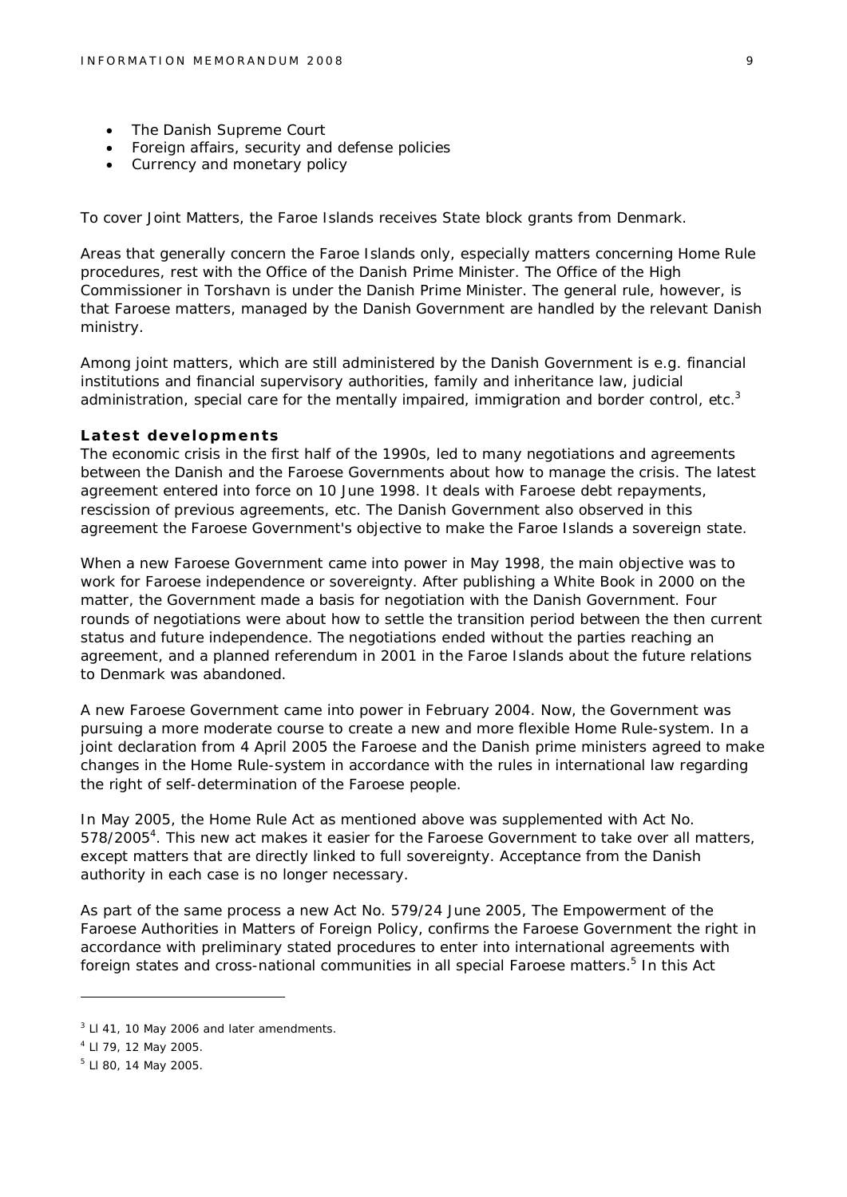- The Danish Supreme Court
- Foreign affairs, security and defense policies
- Currency and monetary policy

To cover Joint Matters, the Faroe Islands receives State block grants from Denmark.

Areas that generally concern the Faroe Islands only, especially matters concerning Home Rule procedures, rest with the Office of the Danish Prime Minister. The Office of the High Commissioner in Torshavn is under the Danish Prime Minister. The general rule, however, is that Faroese matters, managed by the Danish Government are handled by the relevant Danish ministry.

Among joint matters, which are still administered by the Danish Government is e.g. financial institutions and financial supervisory authorities, family and inheritance law, judicial administration, special care for the mentally impaired, immigration and border control, etc.[3]

**Latest developments**

The economic crisis in the first half of the 1990s, led to many negotiations and agreements between the Danish and the Faroese Governments about how to manage the crisis. The latest agreement entered into force on 10 June 1998. It deals with Faroese debt repayments, rescission of previous agreements, etc. The Danish Government also observed in this agreement the Faroese Government's objective to make the Faroe Islands a sovereign state.

When a new Faroese Government came into power in May 1998, the main objective was to work for Faroese independence or sovereignty. After publishing a White Book in 2000 on the matter, the Government made a basis for negotiation with the Danish Government. Four rounds of negotiations were about how to settle the transition period between the then current status and future independence. The negotiations ended without the parties reaching an agreement, and a planned referendum in 2001 in the Faroe Islands about the future relations to Denmark was abandoned.

A new Faroese Government came into power in February 2004. Now, the Government was pursuing a more moderate course to create a new and more flexible Home Rule-system. In a joint declaration from 4 April 2005 the Faroese and the Danish prime ministers agreed to make changes in the Home Rule-system in accordance with the rules in international law regarding the right of self-determination of the Faroese people.

In May 2005, the Home Rule Act as mentioned above was supplemented with Act No. 578/2005[4]. This new act makes it easier for the Faroese Government to take over all matters, except matters that are directly linked to full sovereignty. Acceptance from the Danish authority in each case is no longer necessary.

As part of the same process a new Act No. 579/24 June 2005, The Empowerment of the Faroese Authorities in Matters of Foreign Policy, confirms the Faroese Government the right in accordance with preliminary stated procedures to enter into international agreements with foreign states and cross-national communities in all special Faroese matters.[5] In this Act

---

[3] Ll 41, 10 May 2006 and later amendments.

[4] Ll 79, 12 May 2005.

[5] Ll 80, 14 May 2005.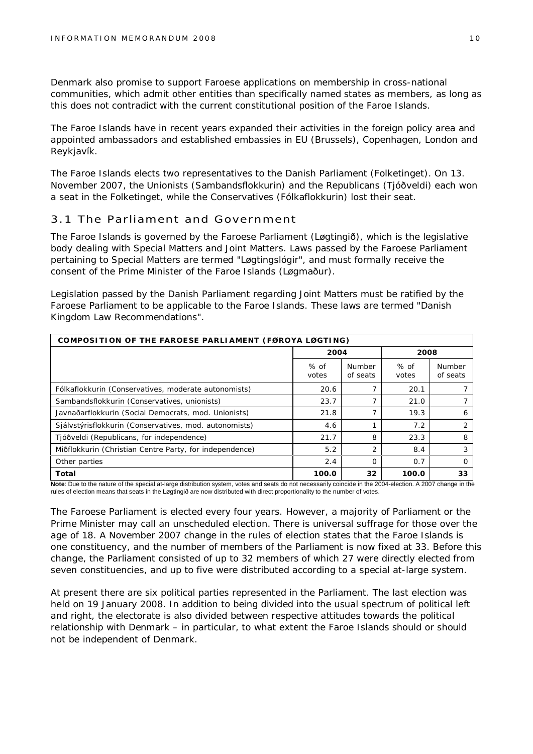Denmark also promise to support Faroese applications on membership in cross-national communities, which admit other entities than specifically named states as members, as long as this does not contradict with the current constitutional position of the Faroe Islands.

The Faroe Islands have in recent years expanded their activities in the foreign policy area and appointed ambassadors and established embassies in EU (Brussels), Copenhagen, London and Reykjavík.

The Faroe Islands elects two representatives to the Danish Parliament (Folketinget). On 13. November 2007, the Unionists (Sambandsflokkurin) and the Republicans (Tjóðveldi) each won a seat in the Folketinget, while the Conservatives (Fólkaflokkurin) lost their seat.

## 3.1 The Parliament and Government

The Faroe Islands is governed by the Faroese Parliament (Løgtingið), which is the legislative body dealing with Special Matters and Joint Matters. Laws passed by the Faroese Parliament pertaining to Special Matters are termed "Løgtingslógir", and must formally receive the consent of the Prime Minister of the Faroe Islands (Løgmaður).

Legislation passed by the Danish Parliament regarding Joint Matters must be ratified by the Faroese Parliament to be applicable to the Faroe Islands. These laws are termed "Danish Kingdom Law Recommendations".

**COMPOSITION OF THE FAROESE PARLIAMENT (FØROYA LØGTING)**

| | 2004 | | 2008 | |
|---|---|---|---|---|
| | % of votes | Number of seats | % of votes | Number of seats |
| Fólkaflokkurin (Conservatives, moderate autonomists) | 20.6 | 7 | 20.1 | 7 |
| Sambandsflokkurin (Conservatives, unionists) | 23.7 | 7 | 21.0 | 7 |
| Javnaðarflokkurin (Social Democrats, mod. Unionists) | 21.8 | 7 | 19.3 | 6 |
| Sjálvstýrisflokkurin (Conservatives, mod. autonomists) | 4.6 | 1 | 7.2 | 2 |
| Tjóðveldi (Republicans, for independence) | 21.7 | 8 | 23.3 | 8 |
| Miðflokkurin (Christian Centre Party, for independence) | 5.2 | 2 | 8.4 | 3 |
| Other parties | 2.4 | 0 | 0.7 | 0 |
| **Total** | **100.0** | **32** | **100.0** | **33** |

**Note**: Due to the nature of the special at-large distribution system, votes and seats do not necessarily coincide in the 2004-election. A 2007 change in the rules of election means that seats in the Løgtingið are now distributed with direct proportionality to the number of votes.

The Faroese Parliament is elected every four years. However, a majority of Parliament or the Prime Minister may call an unscheduled election. There is universal suffrage for those over the age of 18. A November 2007 change in the rules of election states that the Faroe Islands is one constituency, and the number of members of the Parliament is now fixed at 33. Before this change, the Parliament consisted of up to 32 members of which 27 were directly elected from seven constituencies, and up to five were distributed according to a special at-large system.

At present there are six political parties represented in the Parliament. The last election was held on 19 January 2008. In addition to being divided into the usual spectrum of political left and right, the electorate is also divided between respective attitudes towards the political relationship with Denmark – in particular, to what extent the Faroe Islands should or should not be independent of Denmark.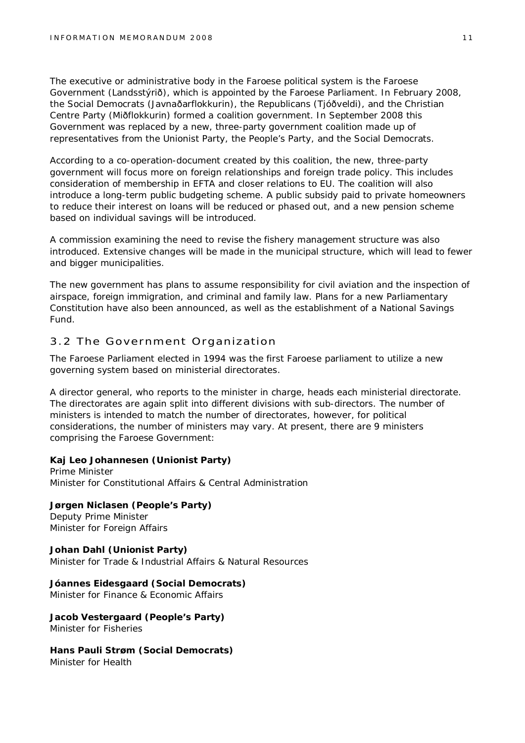The executive or administrative body in the Faroese political system is the Faroese Government (Landsstýrið), which is appointed by the Faroese Parliament. In February 2008, the Social Democrats (Javnaðarflokkurin), the Republicans (Tjóðveldi), and the Christian Centre Party (Miðflokkurin) formed a coalition government. In September 2008 this Government was replaced by a new, three-party government coalition made up of representatives from the Unionist Party, the People's Party, and the Social Democrats.

According to a co-operation-document created by this coalition, the new, three-party government will focus more on foreign relationships and foreign trade policy. This includes consideration of membership in EFTA and closer relations to EU. The coalition will also introduce a long-term public budgeting scheme. A public subsidy paid to private homeowners to reduce their interest on loans will be reduced or phased out, and a new pension scheme based on individual savings will be introduced.

A commission examining the need to revise the fishery management structure was also introduced. Extensive changes will be made in the municipal structure, which will lead to fewer and bigger municipalities.

The new government has plans to assume responsibility for civil aviation and the inspection of airspace, foreign immigration, and criminal and family law. Plans for a new Parliamentary Constitution have also been announced, as well as the establishment of a National Savings Fund.

## 3.2 The Government Organization

The Faroese Parliament elected in 1994 was the first Faroese parliament to utilize a new governing system based on ministerial directorates.

A director general, who reports to the minister in charge, heads each ministerial directorate. The directorates are again split into different divisions with sub-directors. The number of ministers is intended to match the number of directorates, however, for political considerations, the number of ministers may vary. At present, there are 9 ministers comprising the Faroese Government:

**Kaj Leo Johannesen (Unionist Party)**
Prime Minister
Minister for Constitutional Affairs & Central Administration

**Jørgen Niclasen (People's Party)**
Deputy Prime Minister
Minister for Foreign Affairs

**Johan Dahl (Unionist Party)**
Minister for Trade & Industrial Affairs & Natural Resources

**Jóannes Eidesgaard (Social Democrats)**
Minister for Finance & Economic Affairs

**Jacob Vestergaard (People's Party)**
Minister for Fisheries

**Hans Pauli Strøm (Social Democrats)**
Minister for Health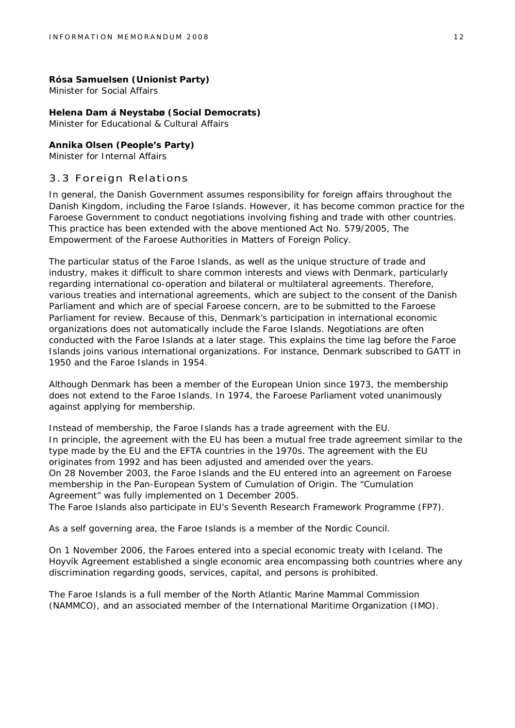**Rósa Samuelsen (Unionist Party)**
Minister for Social Affairs

**Helena Dam á Neystabø (Social Democrats)**
Minister for Educational & Cultural Affairs

**Annika Olsen (People's Party)**
Minister for Internal Affairs

## 3.3 Foreign Relations

In general, the Danish Government assumes responsibility for foreign affairs throughout the Danish Kingdom, including the Faroe Islands. However, it has become common practice for the Faroese Government to conduct negotiations involving fishing and trade with other countries. This practice has been extended with the above mentioned Act No. 579/2005, The Empowerment of the Faroese Authorities in Matters of Foreign Policy.

The particular status of the Faroe Islands, as well as the unique structure of trade and industry, makes it difficult to share common interests and views with Denmark, particularly regarding international co-operation and bilateral or multilateral agreements. Therefore, various treaties and international agreements, which are subject to the consent of the Danish Parliament and which are of special Faroese concern, are to be submitted to the Faroese Parliament for review. Because of this, Denmark's participation in international economic organizations does not automatically include the Faroe Islands. Negotiations are often conducted with the Faroe Islands at a later stage. This explains the time lag before the Faroe Islands joins various international organizations. For instance, Denmark subscribed to GATT in 1950 and the Faroe Islands in 1954.

Although Denmark has been a member of the European Union since 1973, the membership does not extend to the Faroe Islands. In 1974, the Faroese Parliament voted unanimously against applying for membership.

Instead of membership, the Faroe Islands has a trade agreement with the EU.
In principle, the agreement with the EU has been a mutual free trade agreement similar to the type made by the EU and the EFTA countries in the 1970s. The agreement with the EU originates from 1992 and has been adjusted and amended over the years.
On 28 November 2003, the Faroe Islands and the EU entered into an agreement on Faroese membership in the Pan-European System of Cumulation of Origin. The "Cumulation Agreement" was fully implemented on 1 December 2005.
The Faroe Islands also participate in EU's Seventh Research Framework Programme (FP7).

As a self governing area, the Faroe Islands is a member of the Nordic Council.

On 1 November 2006, the Faroes entered into a special economic treaty with Iceland. The Hoyvík Agreement established a single economic area encompassing both countries where any discrimination regarding goods, services, capital, and persons is prohibited.

The Faroe Islands is a full member of the North Atlantic Marine Mammal Commission (NAMMCO), and an associated member of the International Maritime Organization (IMO).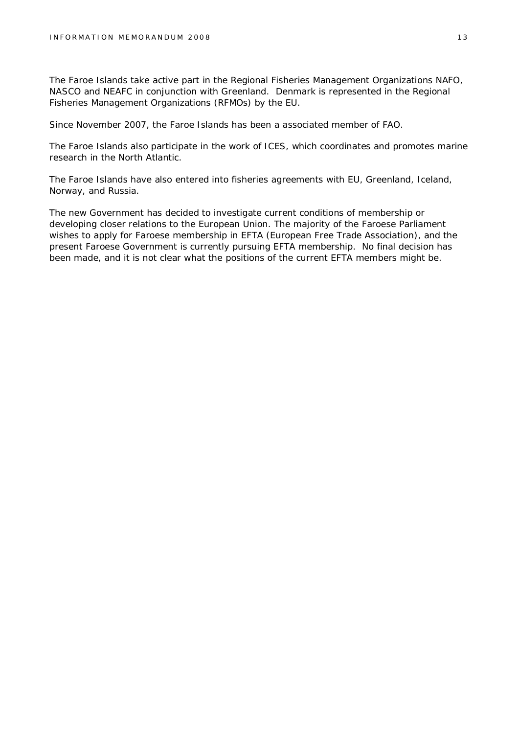The Faroe Islands take active part in the Regional Fisheries Management Organizations NAFO, NASCO and NEAFC in conjunction with Greenland. Denmark is represented in the Regional Fisheries Management Organizations (RFMOs) by the EU.

Since November 2007, the Faroe Islands has been a associated member of FAO.

The Faroe Islands also participate in the work of ICES, which coordinates and promotes marine research in the North Atlantic.

The Faroe Islands have also entered into fisheries agreements with EU, Greenland, Iceland, Norway, and Russia.

The new Government has decided to investigate current conditions of membership or developing closer relations to the European Union. The majority of the Faroese Parliament wishes to apply for Faroese membership in EFTA (European Free Trade Association), and the present Faroese Government is currently pursuing EFTA membership. No final decision has been made, and it is not clear what the positions of the current EFTA members might be.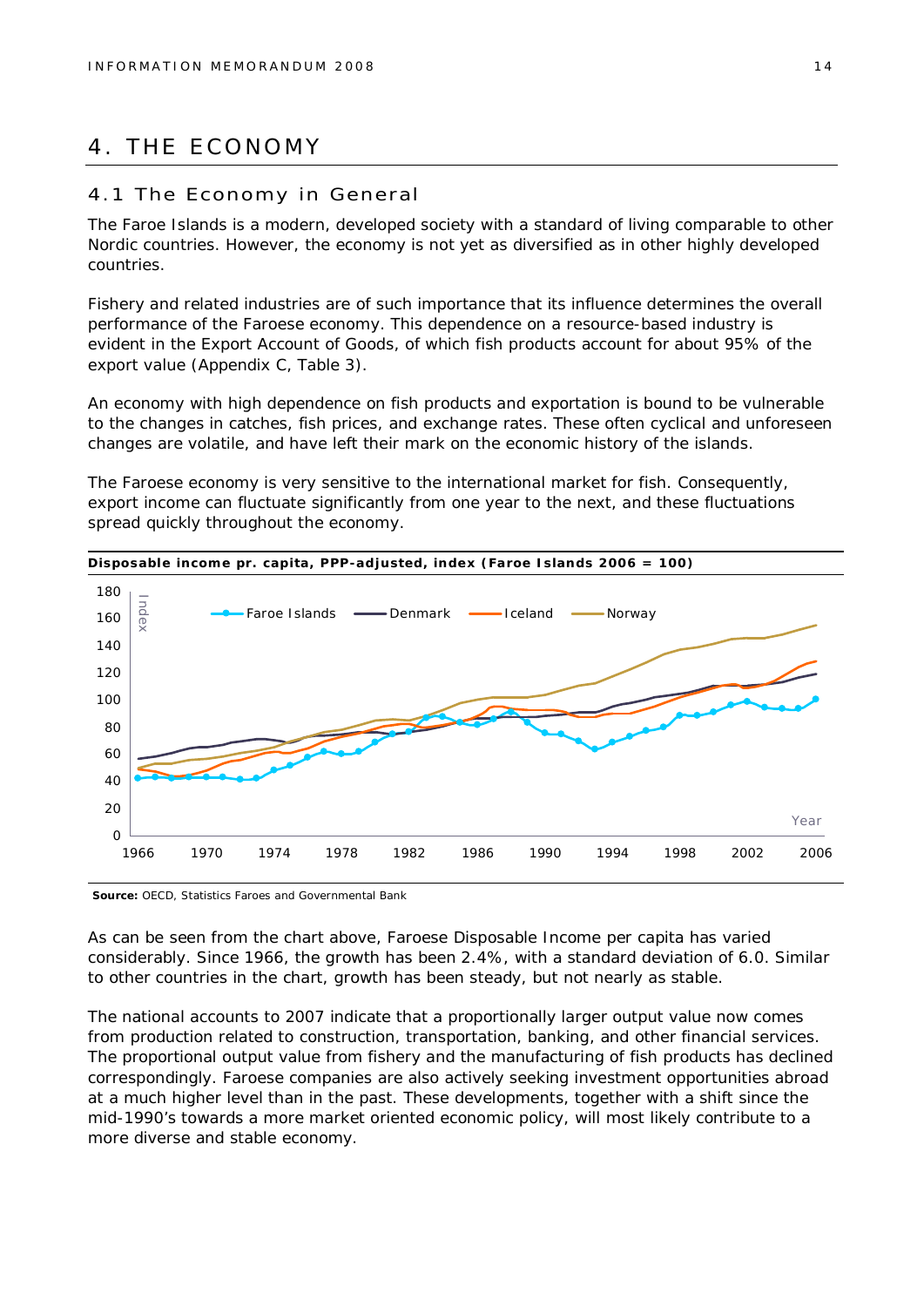# 4. THE ECONOMY

## 4.1 The Economy in General

The Faroe Islands is a modern, developed society with a standard of living comparable to other Nordic countries. However, the economy is not yet as diversified as in other highly developed countries.

Fishery and related industries are of such importance that its influence determines the overall performance of the Faroese economy. This dependence on a resource-based industry is evident in the Export Account of Goods, of which fish products account for about 95% of the export value (Appendix C, Table 3).

An economy with high dependence on fish products and exportation is bound to be vulnerable to the changes in catches, fish prices, and exchange rates. These often cyclical and unforeseen changes are volatile, and have left their mark on the economic history of the islands.

The Faroese economy is very sensitive to the international market for fish. Consequently, export income can fluctuate significantly from one year to the next, and these fluctuations spread quickly throughout the economy.

**Disposable income pr. capita, PPP-adjusted, index (Faroe Islands 2006 = 100)**

**Source:** OECD, Statistics Faroes and Governmental Bank

As can be seen from the chart above, Faroese Disposable Income per capita has varied considerably. Since 1966, the growth has been 2.4%, with a standard deviation of 6.0. Similar to other countries in the chart, growth has been steady, but not nearly as stable.

The national accounts to 2007 indicate that a proportionally larger output value now comes from production related to construction, transportation, banking, and other financial services. The proportional output value from fishery and the manufacturing of fish products has declined correspondingly. Faroese companies are also actively seeking investment opportunities abroad at a much higher level than in the past. These developments, together with a shift since the mid-1990's towards a more market oriented economic policy, will most likely contribute to a more diverse and stable economy.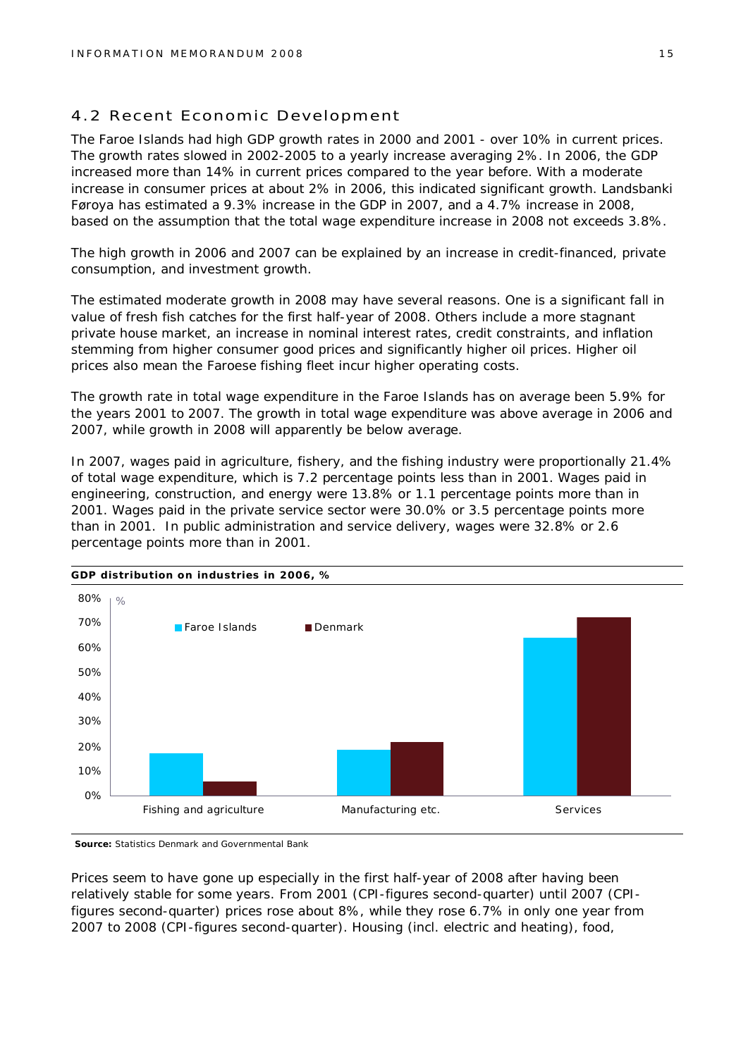## 4.2 Recent Economic Development

The Faroe Islands had high GDP growth rates in 2000 and 2001 - over 10% in current prices. The growth rates slowed in 2002-2005 to a yearly increase averaging 2%. In 2006, the GDP increased more than 14% in current prices compared to the year before. With a moderate increase in consumer prices at about 2% in 2006, this indicated significant growth. Landsbanki Føroya has estimated a 9.3% increase in the GDP in 2007, and a 4.7% increase in 2008, based on the assumption that the total wage expenditure increase in 2008 not exceeds 3.8%.

The high growth in 2006 and 2007 can be explained by an increase in credit-financed, private consumption, and investment growth.

The estimated moderate growth in 2008 may have several reasons. One is a significant fall in value of fresh fish catches for the first half-year of 2008. Others include a more stagnant private house market, an increase in nominal interest rates, credit constraints, and inflation stemming from higher consumer good prices and significantly higher oil prices. Higher oil prices also mean the Faroese fishing fleet incur higher operating costs.

The growth rate in total wage expenditure in the Faroe Islands has on average been 5.9% for the years 2001 to 2007. The growth in total wage expenditure was above average in 2006 and 2007, while growth in 2008 will apparently be below average.

In 2007, wages paid in agriculture, fishery, and the fishing industry were proportionally 21.4% of total wage expenditure, which is 7.2 percentage points less than in 2001. Wages paid in engineering, construction, and energy were 13.8% or 1.1 percentage points more than in 2001. Wages paid in the private service sector were 30.0% or 3.5 percentage points more than in 2001. In public administration and service delivery, wages were 32.8% or 2.6 percentage points more than in 2001.

**GDP distribution on industries in 2006, %**

| % | Faroe Islands | Denmark |
|---|---|---|
| Fishing and agriculture | ~17% | ~6% |
| Manufacturing etc. | ~19% | ~22% |
| Services | ~64% | ~72% |

**Source:** Statistics Denmark and Governmental Bank

Prices seem to have gone up especially in the first half-year of 2008 after having been relatively stable for some years. From 2001 (CPI-figures second-quarter) until 2007 (CPI-figures second-quarter) prices rose about 8%, while they rose 6.7% in only one year from 2007 to 2008 (CPI-figures second-quarter). Housing (incl. electric and heating), food,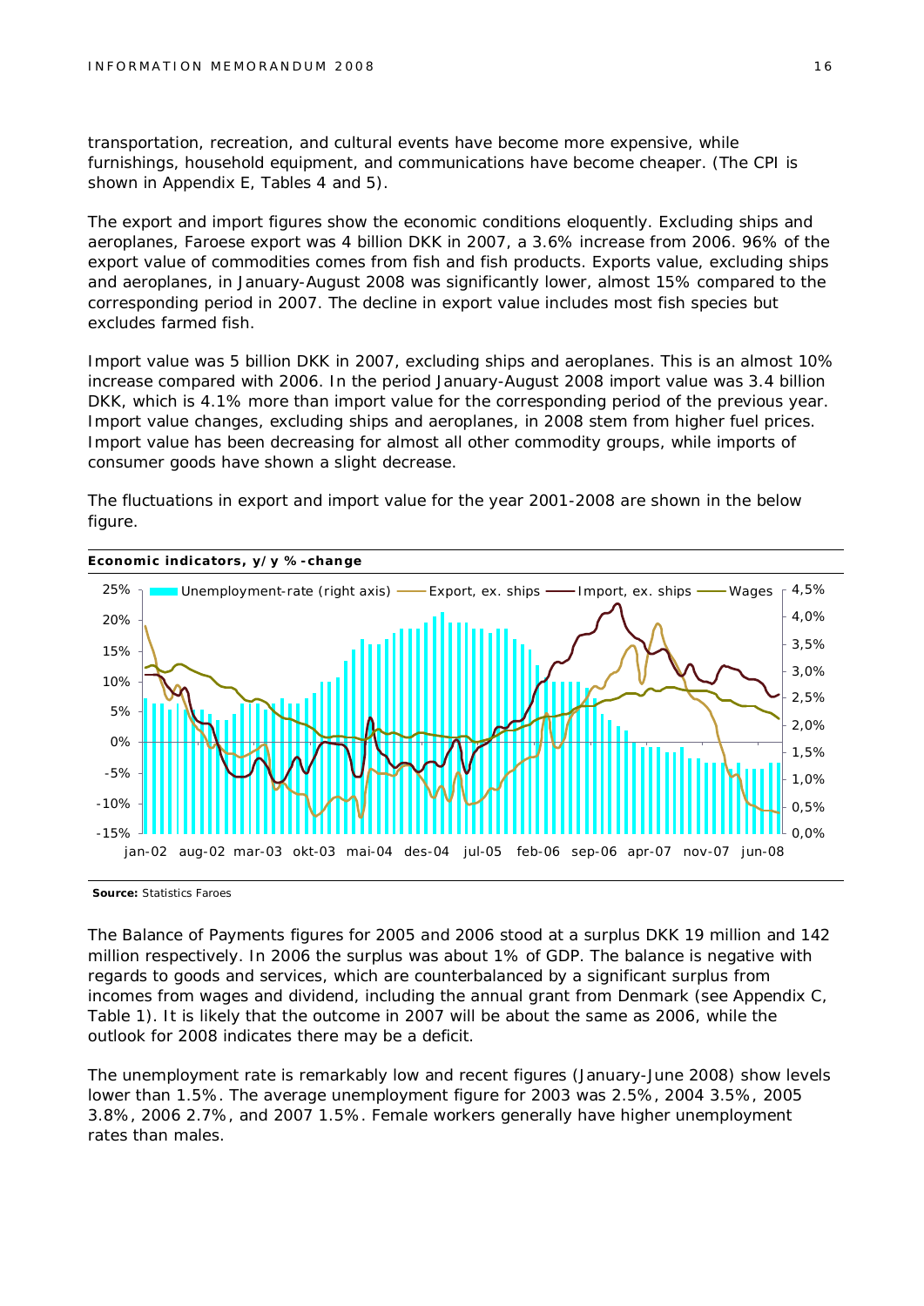transportation, recreation, and cultural events have become more expensive, while furnishings, household equipment, and communications have become cheaper. (The CPI is shown in Appendix E, Tables 4 and 5).

The export and import figures show the economic conditions eloquently. Excluding ships and aeroplanes, Faroese export was 4 billion DKK in 2007, a 3.6% increase from 2006. 96% of the export value of commodities comes from fish and fish products. Exports value, excluding ships and aeroplanes, in January-August 2008 was significantly lower, almost 15% compared to the corresponding period in 2007. The decline in export value includes most fish species but excludes farmed fish.

Import value was 5 billion DKK in 2007, excluding ships and aeroplanes. This is an almost 10% increase compared with 2006. In the period January-August 2008 import value was 3.4 billion DKK, which is 4.1% more than import value for the corresponding period of the previous year. Import value changes, excluding ships and aeroplanes, in 2008 stem from higher fuel prices. Import value has been decreasing for almost all other commodity groups, while imports of consumer goods have shown a slight decrease.

The fluctuations in export and import value for the year 2001-2008 are shown in the below figure.

**Economic indicators, y/y %-change**

**Source:** Statistics Faroes

The Balance of Payments figures for 2005 and 2006 stood at a surplus DKK 19 million and 142 million respectively. In 2006 the surplus was about 1% of GDP. The balance is negative with regards to goods and services, which are counterbalanced by a significant surplus from incomes from wages and dividend, including the annual grant from Denmark (see Appendix C, Table 1). It is likely that the outcome in 2007 will be about the same as 2006, while the outlook for 2008 indicates there may be a deficit.

The unemployment rate is remarkably low and recent figures (January-June 2008) show levels lower than 1.5%. The average unemployment figure for 2003 was 2.5%, 2004 3.5%, 2005 3.8%, 2006 2.7%, and 2007 1.5%. Female workers generally have higher unemployment rates than males.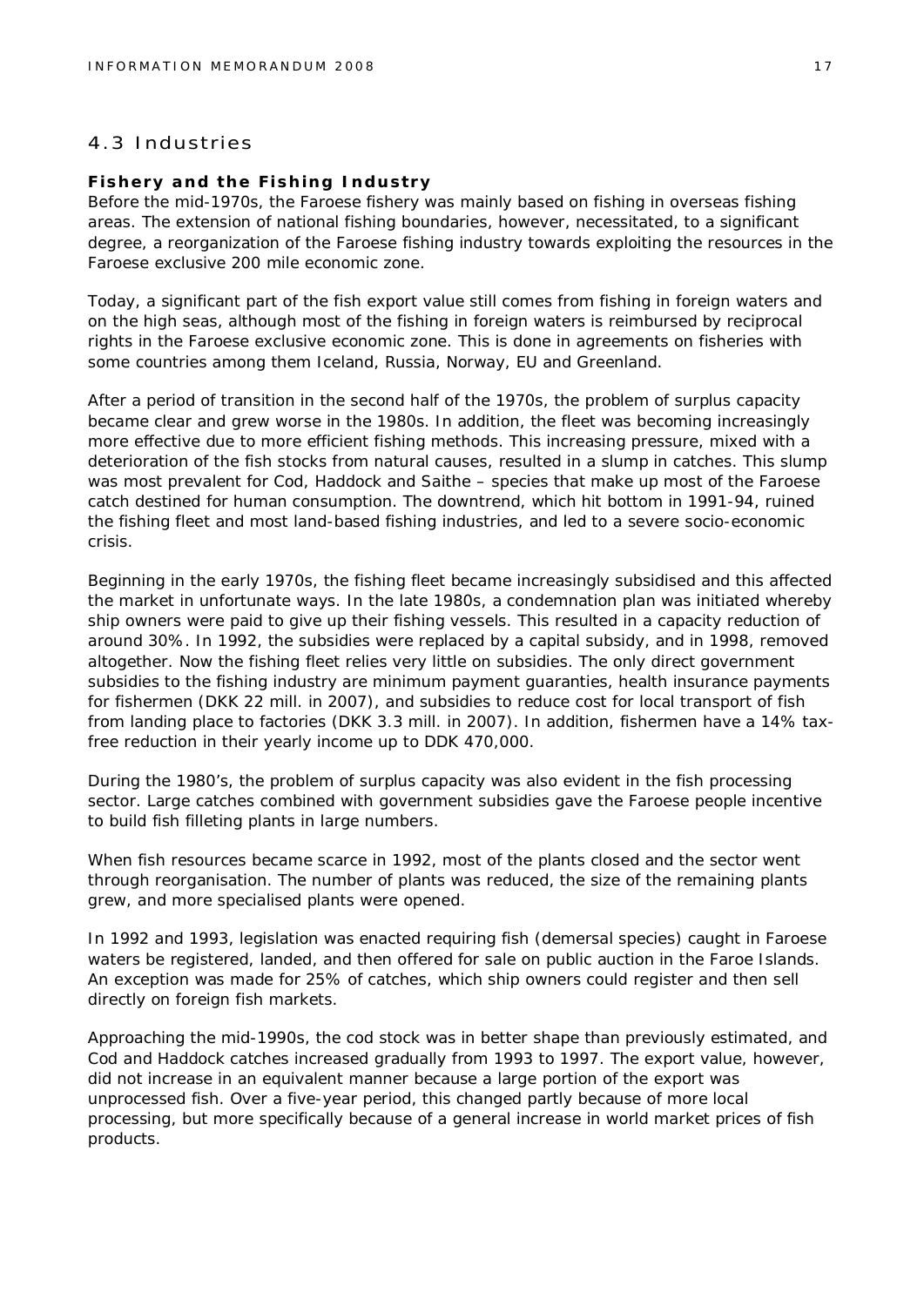## 4.3 Industries

### Fishery and the Fishing Industry

Before the mid-1970s, the Faroese fishery was mainly based on fishing in overseas fishing areas. The extension of national fishing boundaries, however, necessitated, to a significant degree, a reorganization of the Faroese fishing industry towards exploiting the resources in the Faroese exclusive 200 mile economic zone.

Today, a significant part of the fish export value still comes from fishing in foreign waters and on the high seas, although most of the fishing in foreign waters is reimbursed by reciprocal rights in the Faroese exclusive economic zone. This is done in agreements on fisheries with some countries among them Iceland, Russia, Norway, EU and Greenland.

After a period of transition in the second half of the 1970s, the problem of surplus capacity became clear and grew worse in the 1980s. In addition, the fleet was becoming increasingly more effective due to more efficient fishing methods. This increasing pressure, mixed with a deterioration of the fish stocks from natural causes, resulted in a slump in catches. This slump was most prevalent for Cod, Haddock and Saithe – species that make up most of the Faroese catch destined for human consumption. The downtrend, which hit bottom in 1991-94, ruined the fishing fleet and most land-based fishing industries, and led to a severe socio-economic crisis.

Beginning in the early 1970s, the fishing fleet became increasingly subsidised and this affected the market in unfortunate ways. In the late 1980s, a condemnation plan was initiated whereby ship owners were paid to give up their fishing vessels. This resulted in a capacity reduction of around 30%. In 1992, the subsidies were replaced by a capital subsidy, and in 1998, removed altogether. Now the fishing fleet relies very little on subsidies. The only direct government subsidies to the fishing industry are minimum payment guaranties, health insurance payments for fishermen (DKK 22 mill. in 2007), and subsidies to reduce cost for local transport of fish from landing place to factories (DKK 3.3 mill. in 2007). In addition, fishermen have a 14% tax-free reduction in their yearly income up to DDK 470,000.

During the 1980's, the problem of surplus capacity was also evident in the fish processing sector. Large catches combined with government subsidies gave the Faroese people incentive to build fish filleting plants in large numbers.

When fish resources became scarce in 1992, most of the plants closed and the sector went through reorganisation. The number of plants was reduced, the size of the remaining plants grew, and more specialised plants were opened.

In 1992 and 1993, legislation was enacted requiring fish (demersal species) caught in Faroese waters be registered, landed, and then offered for sale on public auction in the Faroe Islands. An exception was made for 25% of catches, which ship owners could register and then sell directly on foreign fish markets.

Approaching the mid-1990s, the cod stock was in better shape than previously estimated, and Cod and Haddock catches increased gradually from 1993 to 1997. The export value, however, did not increase in an equivalent manner because a large portion of the export was unprocessed fish. Over a five-year period, this changed partly because of more local processing, but more specifically because of a general increase in world market prices of fish products.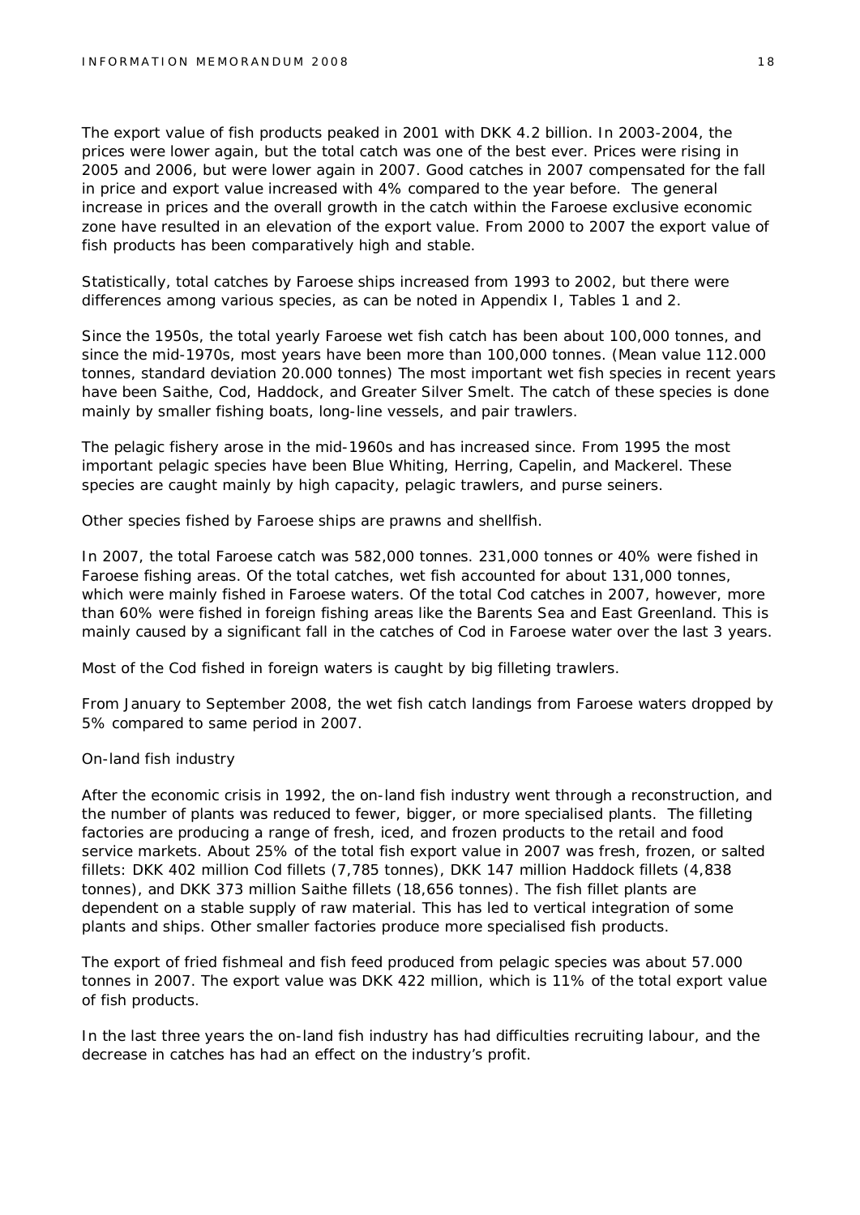The export value of fish products peaked in 2001 with DKK 4.2 billion. In 2003-2004, the prices were lower again, but the total catch was one of the best ever. Prices were rising in 2005 and 2006, but were lower again in 2007. Good catches in 2007 compensated for the fall in price and export value increased with 4% compared to the year before. The general increase in prices and the overall growth in the catch within the Faroese exclusive economic zone have resulted in an elevation of the export value. From 2000 to 2007 the export value of fish products has been comparatively high and stable.

Statistically, total catches by Faroese ships increased from 1993 to 2002, but there were differences among various species, as can be noted in Appendix I, Tables 1 and 2.

Since the 1950s, the total yearly Faroese wet fish catch has been about 100,000 tonnes, and since the mid-1970s, most years have been more than 100,000 tonnes. (Mean value 112.000 tonnes, standard deviation 20.000 tonnes) The most important wet fish species in recent years have been Saithe, Cod, Haddock, and Greater Silver Smelt. The catch of these species is done mainly by smaller fishing boats, long-line vessels, and pair trawlers.

The pelagic fishery arose in the mid-1960s and has increased since. From 1995 the most important pelagic species have been Blue Whiting, Herring, Capelin, and Mackerel. These species are caught mainly by high capacity, pelagic trawlers, and purse seiners.

Other species fished by Faroese ships are prawns and shellfish.

In 2007, the total Faroese catch was 582,000 tonnes. 231,000 tonnes or 40% were fished in Faroese fishing areas. Of the total catches, wet fish accounted for about 131,000 tonnes, which were mainly fished in Faroese waters. Of the total Cod catches in 2007, however, more than 60% were fished in foreign fishing areas like the Barents Sea and East Greenland. This is mainly caused by a significant fall in the catches of Cod in Faroese water over the last 3 years.

Most of the Cod fished in foreign waters is caught by big filleting trawlers.

From January to September 2008, the wet fish catch landings from Faroese waters dropped by 5% compared to same period in 2007.

On-land fish industry

After the economic crisis in 1992, the on-land fish industry went through a reconstruction, and the number of plants was reduced to fewer, bigger, or more specialised plants. The filleting factories are producing a range of fresh, iced, and frozen products to the retail and food service markets. About 25% of the total fish export value in 2007 was fresh, frozen, or salted fillets: DKK 402 million Cod fillets (7,785 tonnes), DKK 147 million Haddock fillets (4,838 tonnes), and DKK 373 million Saithe fillets (18,656 tonnes). The fish fillet plants are dependent on a stable supply of raw material. This has led to vertical integration of some plants and ships. Other smaller factories produce more specialised fish products.

The export of fried fishmeal and fish feed produced from pelagic species was about 57.000 tonnes in 2007. The export value was DKK 422 million, which is 11% of the total export value of fish products.

In the last three years the on-land fish industry has had difficulties recruiting labour, and the decrease in catches has had an effect on the industry's profit.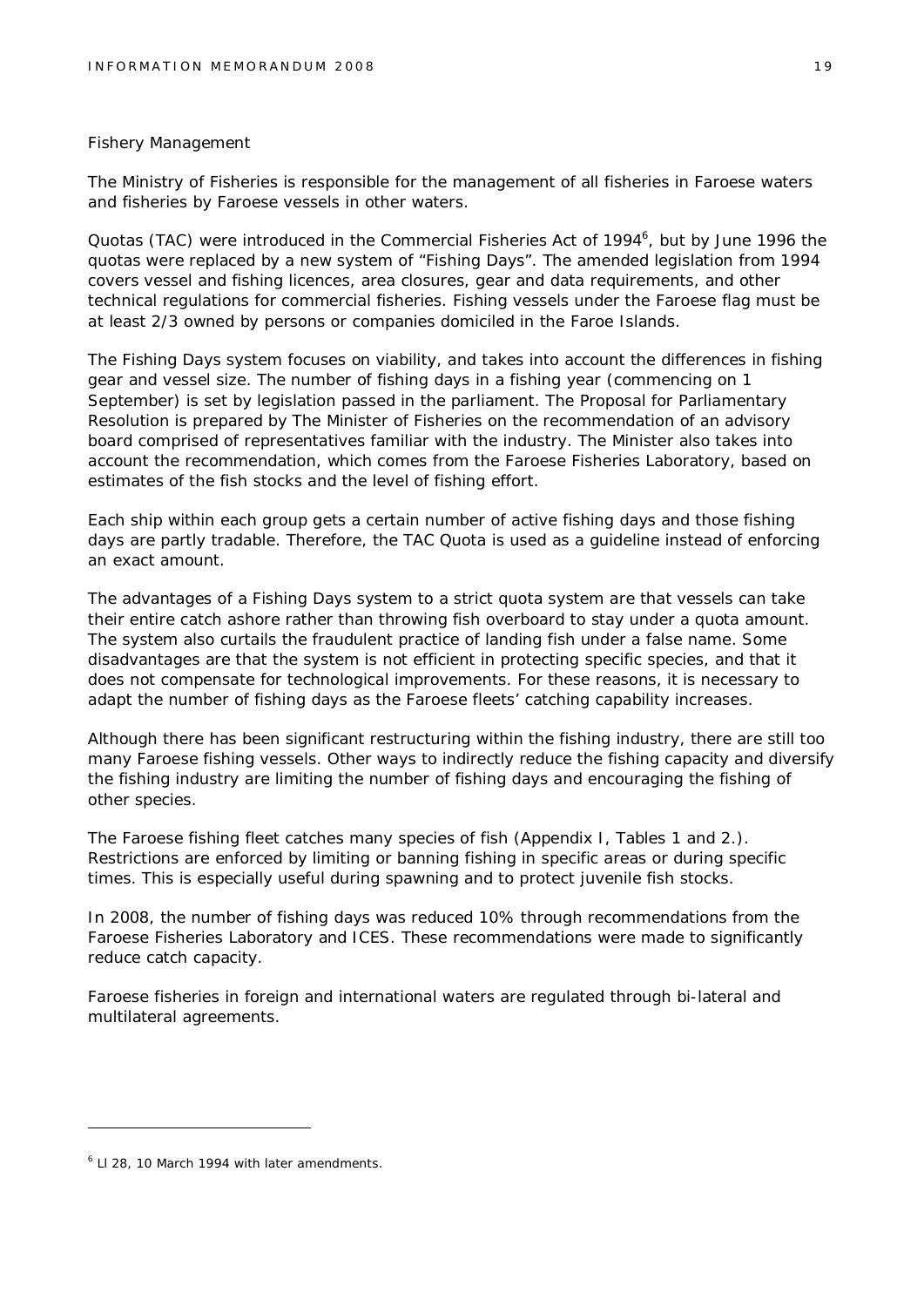## Fishery Management

The Ministry of Fisheries is responsible for the management of all fisheries in Faroese waters and fisheries by Faroese vessels in other waters.

Quotas (TAC) were introduced in the Commercial Fisheries Act of 1994[6], but by June 1996 the quotas were replaced by a new system of "Fishing Days". The amended legislation from 1994 covers vessel and fishing licences, area closures, gear and data requirements, and other technical regulations for commercial fisheries. Fishing vessels under the Faroese flag must be at least 2/3 owned by persons or companies domiciled in the Faroe Islands.

The Fishing Days system focuses on viability, and takes into account the differences in fishing gear and vessel size. The number of fishing days in a fishing year (commencing on 1 September) is set by legislation passed in the parliament. The Proposal for Parliamentary Resolution is prepared by The Minister of Fisheries on the recommendation of an advisory board comprised of representatives familiar with the industry. The Minister also takes into account the recommendation, which comes from the Faroese Fisheries Laboratory, based on estimates of the fish stocks and the level of fishing effort.

Each ship within each group gets a certain number of active fishing days and those fishing days are partly tradable. Therefore, the TAC Quota is used as a guideline instead of enforcing an exact amount.

The advantages of a Fishing Days system to a strict quota system are that vessels can take their entire catch ashore rather than throwing fish overboard to stay under a quota amount. The system also curtails the fraudulent practice of landing fish under a false name. Some disadvantages are that the system is not efficient in protecting specific species, and that it does not compensate for technological improvements. For these reasons, it is necessary to adapt the number of fishing days as the Faroese fleets' catching capability increases.

Although there has been significant restructuring within the fishing industry, there are still too many Faroese fishing vessels. Other ways to indirectly reduce the fishing capacity and diversify the fishing industry are limiting the number of fishing days and encouraging the fishing of other species.

The Faroese fishing fleet catches many species of fish (Appendix I, Tables 1 and 2.). Restrictions are enforced by limiting or banning fishing in specific areas or during specific times. This is especially useful during spawning and to protect juvenile fish stocks.

In 2008, the number of fishing days was reduced 10% through recommendations from the Faroese Fisheries Laboratory and ICES. These recommendations were made to significantly reduce catch capacity.

Faroese fisheries in foreign and international waters are regulated through bi-lateral and multilateral agreements.

---

[6] Ll 28, 10 March 1994 with later amendments.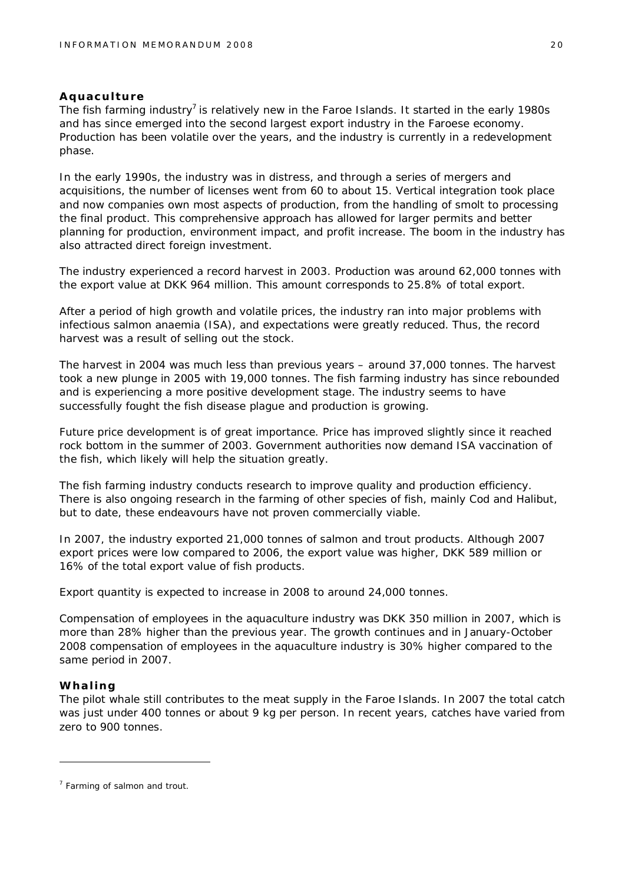**Aquaculture**

The fish farming industry[7] is relatively new in the Faroe Islands. It started in the early 1980s and has since emerged into the second largest export industry in the Faroese economy. Production has been volatile over the years, and the industry is currently in a redevelopment phase.

In the early 1990s, the industry was in distress, and through a series of mergers and acquisitions, the number of licenses went from 60 to about 15. Vertical integration took place and now companies own most aspects of production, from the handling of smolt to processing the final product. This comprehensive approach has allowed for larger permits and better planning for production, environment impact, and profit increase. The boom in the industry has also attracted direct foreign investment.

The industry experienced a record harvest in 2003. Production was around 62,000 tonnes with the export value at DKK 964 million. This amount corresponds to 25.8% of total export.

After a period of high growth and volatile prices, the industry ran into major problems with infectious salmon anaemia (ISA), and expectations were greatly reduced. Thus, the record harvest was a result of selling out the stock.

The harvest in 2004 was much less than previous years – around 37,000 tonnes. The harvest took a new plunge in 2005 with 19,000 tonnes. The fish farming industry has since rebounded and is experiencing a more positive development stage. The industry seems to have successfully fought the fish disease plague and production is growing.

Future price development is of great importance. Price has improved slightly since it reached rock bottom in the summer of 2003. Government authorities now demand ISA vaccination of the fish, which likely will help the situation greatly.

The fish farming industry conducts research to improve quality and production efficiency. There is also ongoing research in the farming of other species of fish, mainly Cod and Halibut, but to date, these endeavours have not proven commercially viable.

In 2007, the industry exported 21,000 tonnes of salmon and trout products. Although 2007 export prices were low compared to 2006, the export value was higher, DKK 589 million or 16% of the total export value of fish products.

Export quantity is expected to increase in 2008 to around 24,000 tonnes.

Compensation of employees in the aquaculture industry was DKK 350 million in 2007, which is more than 28% higher than the previous year. The growth continues and in January-October 2008 compensation of employees in the aquaculture industry is 30% higher compared to the same period in 2007.

**Whaling**

The pilot whale still contributes to the meat supply in the Faroe Islands. In 2007 the total catch was just under 400 tonnes or about 9 kg per person. In recent years, catches have varied from zero to 900 tonnes.

---

[7] Farming of salmon and trout.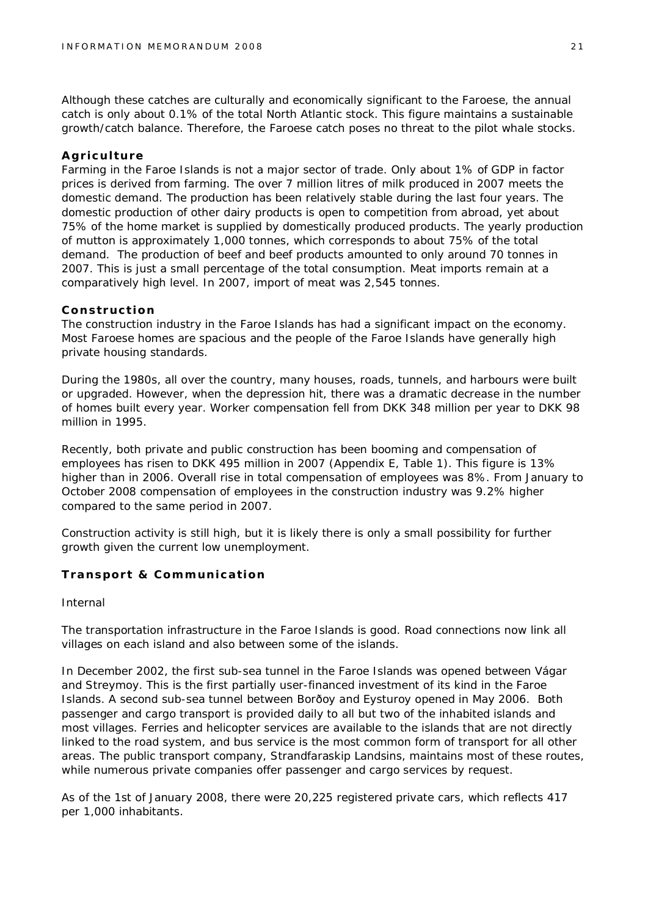Although these catches are culturally and economically significant to the Faroese, the annual catch is only about 0.1% of the total North Atlantic stock. This figure maintains a sustainable growth/catch balance. Therefore, the Faroese catch poses no threat to the pilot whale stocks.

### Agriculture

Farming in the Faroe Islands is not a major sector of trade. Only about 1% of GDP in factor prices is derived from farming. The over 7 million litres of milk produced in 2007 meets the domestic demand. The production has been relatively stable during the last four years. The domestic production of other dairy products is open to competition from abroad, yet about 75% of the home market is supplied by domestically produced products. The yearly production of mutton is approximately 1,000 tonnes, which corresponds to about 75% of the total demand. The production of beef and beef products amounted to only around 70 tonnes in 2007. This is just a small percentage of the total consumption. Meat imports remain at a comparatively high level. In 2007, import of meat was 2,545 tonnes.

### Construction

The construction industry in the Faroe Islands has had a significant impact on the economy. Most Faroese homes are spacious and the people of the Faroe Islands have generally high private housing standards.

During the 1980s, all over the country, many houses, roads, tunnels, and harbours were built or upgraded. However, when the depression hit, there was a dramatic decrease in the number of homes built every year. Worker compensation fell from DKK 348 million per year to DKK 98 million in 1995.

Recently, both private and public construction has been booming and compensation of employees has risen to DKK 495 million in 2007 (Appendix E, Table 1). This figure is 13% higher than in 2006. Overall rise in total compensation of employees was 8%. From January to October 2008 compensation of employees in the construction industry was 9.2% higher compared to the same period in 2007.

Construction activity is still high, but it is likely there is only a small possibility for further growth given the current low unemployment.

### Transport & Communication

Internal

The transportation infrastructure in the Faroe Islands is good. Road connections now link all villages on each island and also between some of the islands.

In December 2002, the first sub-sea tunnel in the Faroe Islands was opened between Vágar and Streymoy. This is the first partially user-financed investment of its kind in the Faroe Islands. A second sub-sea tunnel between Borðoy and Eysturoy opened in May 2006. Both passenger and cargo transport is provided daily to all but two of the inhabited islands and most villages. Ferries and helicopter services are available to the islands that are not directly linked to the road system, and bus service is the most common form of transport for all other areas. The public transport company, Strandfaraskip Landsins, maintains most of these routes, while numerous private companies offer passenger and cargo services by request.

As of the 1st of January 2008, there were 20,225 registered private cars, which reflects 417 per 1,000 inhabitants.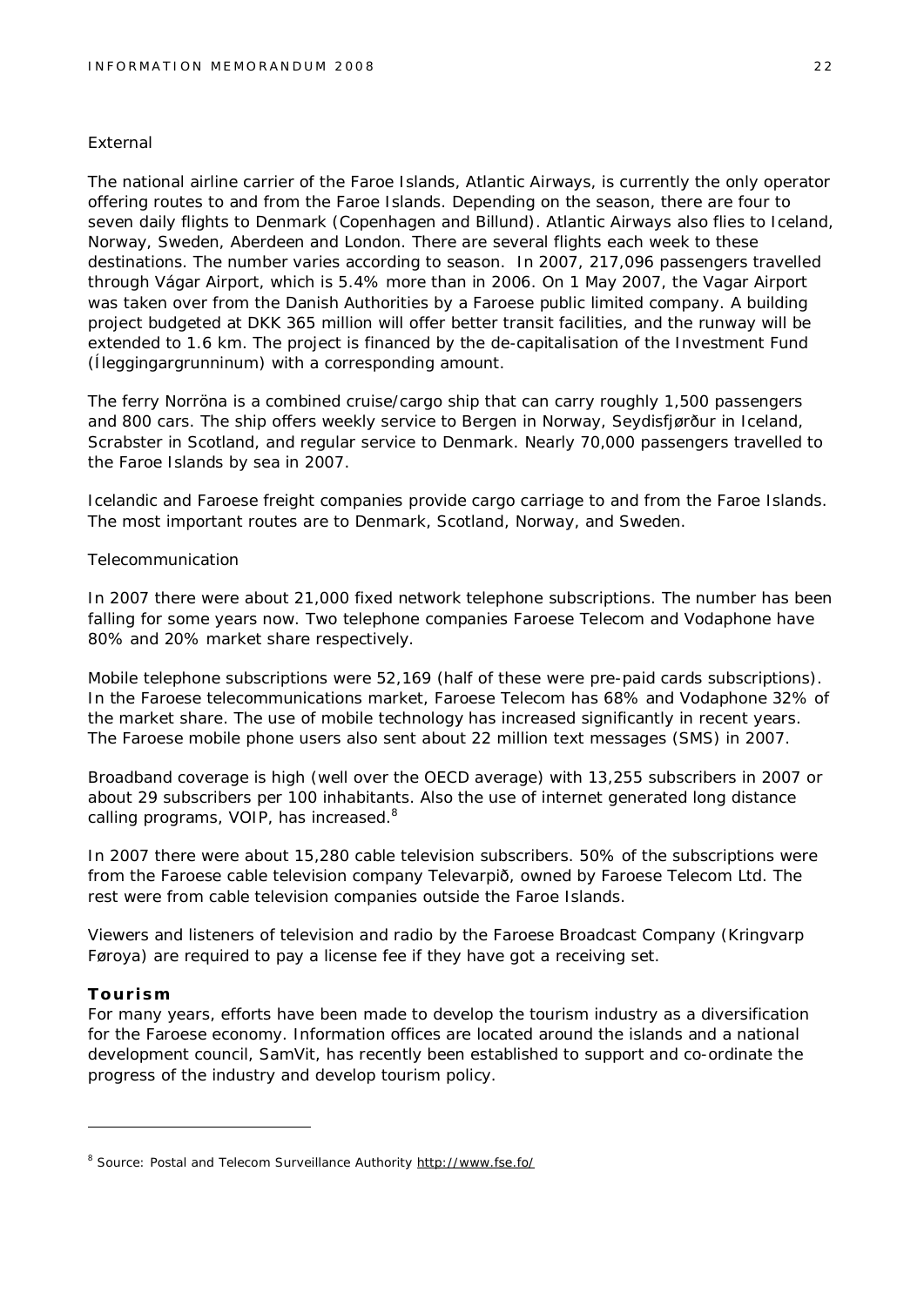External

The national airline carrier of the Faroe Islands, Atlantic Airways, is currently the only operator offering routes to and from the Faroe Islands. Depending on the season, there are four to seven daily flights to Denmark (Copenhagen and Billund). Atlantic Airways also flies to Iceland, Norway, Sweden, Aberdeen and London. There are several flights each week to these destinations. The number varies according to season. In 2007, 217,096 passengers travelled through Vágar Airport, which is 5.4% more than in 2006. On 1 May 2007, the Vagar Airport was taken over from the Danish Authorities by a Faroese public limited company. A building project budgeted at DKK 365 million will offer better transit facilities, and the runway will be extended to 1.6 km. The project is financed by the de-capitalisation of the Investment Fund (Íleggingargrunninum) with a corresponding amount.

The ferry Norröna is a combined cruise/cargo ship that can carry roughly 1,500 passengers and 800 cars. The ship offers weekly service to Bergen in Norway, Seydisfjørður in Iceland, Scrabster in Scotland, and regular service to Denmark. Nearly 70,000 passengers travelled to the Faroe Islands by sea in 2007.

Icelandic and Faroese freight companies provide cargo carriage to and from the Faroe Islands. The most important routes are to Denmark, Scotland, Norway, and Sweden.

Telecommunication

In 2007 there were about 21,000 fixed network telephone subscriptions. The number has been falling for some years now. Two telephone companies Faroese Telecom and Vodaphone have 80% and 20% market share respectively.

Mobile telephone subscriptions were 52,169 (half of these were pre-paid cards subscriptions). In the Faroese telecommunications market, Faroese Telecom has 68% and Vodaphone 32% of the market share. The use of mobile technology has increased significantly in recent years. The Faroese mobile phone users also sent about 22 million text messages (SMS) in 2007.

Broadband coverage is high (well over the OECD average) with 13,255 subscribers in 2007 or about 29 subscribers per 100 inhabitants. Also the use of internet generated long distance calling programs, VOIP, has increased.[8]

In 2007 there were about 15,280 cable television subscribers. 50% of the subscriptions were from the Faroese cable television company Televarpið, owned by Faroese Telecom Ltd. The rest were from cable television companies outside the Faroe Islands.

Viewers and listeners of television and radio by the Faroese Broadcast Company (Kringvarp Føroya) are required to pay a license fee if they have got a receiving set.

**Tourism**

For many years, efforts have been made to develop the tourism industry as a diversification for the Faroese economy. Information offices are located around the islands and a national development council, SamVit, has recently been established to support and co-ordinate the progress of the industry and develop tourism policy.

---

[8] Source: Postal and Telecom Surveillance Authority http://www.fse.fo/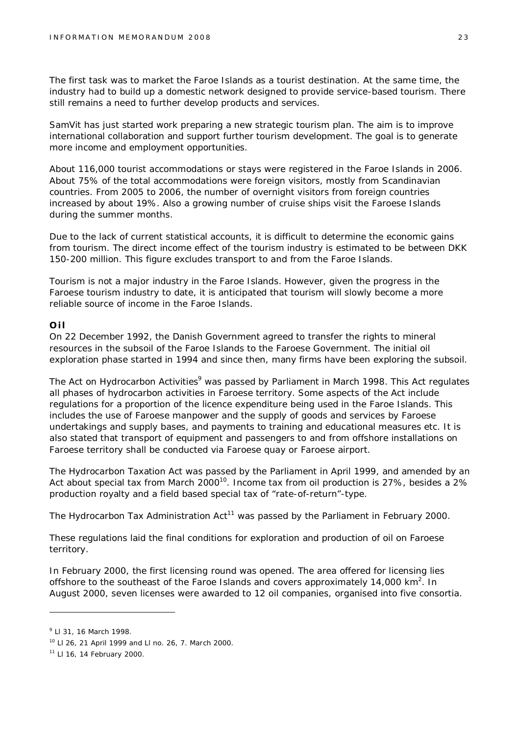The first task was to market the Faroe Islands as a tourist destination. At the same time, the industry had to build up a domestic network designed to provide service-based tourism. There still remains a need to further develop products and services.

SamVit has just started work preparing a new strategic tourism plan. The aim is to improve international collaboration and support further tourism development. The goal is to generate more income and employment opportunities.

About 116,000 tourist accommodations or stays were registered in the Faroe Islands in 2006. About 75% of the total accommodations were foreign visitors, mostly from Scandinavian countries. From 2005 to 2006, the number of overnight visitors from foreign countries increased by about 19%. Also a growing number of cruise ships visit the Faroese Islands during the summer months.

Due to the lack of current statistical accounts, it is difficult to determine the economic gains from tourism. The direct income effect of the tourism industry is estimated to be between DKK 150-200 million. This figure excludes transport to and from the Faroe Islands.

Tourism is not a major industry in the Faroe Islands. However, given the progress in the Faroese tourism industry to date, it is anticipated that tourism will slowly become a more reliable source of income in the Faroe Islands.

### Oil

On 22 December 1992, the Danish Government agreed to transfer the rights to mineral resources in the subsoil of the Faroe Islands to the Faroese Government. The initial oil exploration phase started in 1994 and since then, many firms have been exploring the subsoil.

The Act on Hydrocarbon Activities[9] was passed by Parliament in March 1998. This Act regulates all phases of hydrocarbon activities in Faroese territory. Some aspects of the Act include regulations for a proportion of the licence expenditure being used in the Faroe Islands. This includes the use of Faroese manpower and the supply of goods and services by Faroese undertakings and supply bases, and payments to training and educational measures etc. It is also stated that transport of equipment and passengers to and from offshore installations on Faroese territory shall be conducted via Faroese quay or Faroese airport.

The Hydrocarbon Taxation Act was passed by the Parliament in April 1999, and amended by an Act about special tax from March 2000[10]. Income tax from oil production is 27%, besides a 2% production royalty and a field based special tax of "rate-of-return"-type.

The Hydrocarbon Tax Administration Act[11] was passed by the Parliament in February 2000.

These regulations laid the final conditions for exploration and production of oil on Faroese territory.

In February 2000, the first licensing round was opened. The area offered for licensing lies offshore to the southeast of the Faroe Islands and covers approximately 14,000 km$^2$. In August 2000, seven licenses were awarded to 12 oil companies, organised into five consortia.

---

[9] Ll 31, 16 March 1998.

[10] Ll 26, 21 April 1999 and Ll no. 26, 7. March 2000.

[11] Ll 16, 14 February 2000.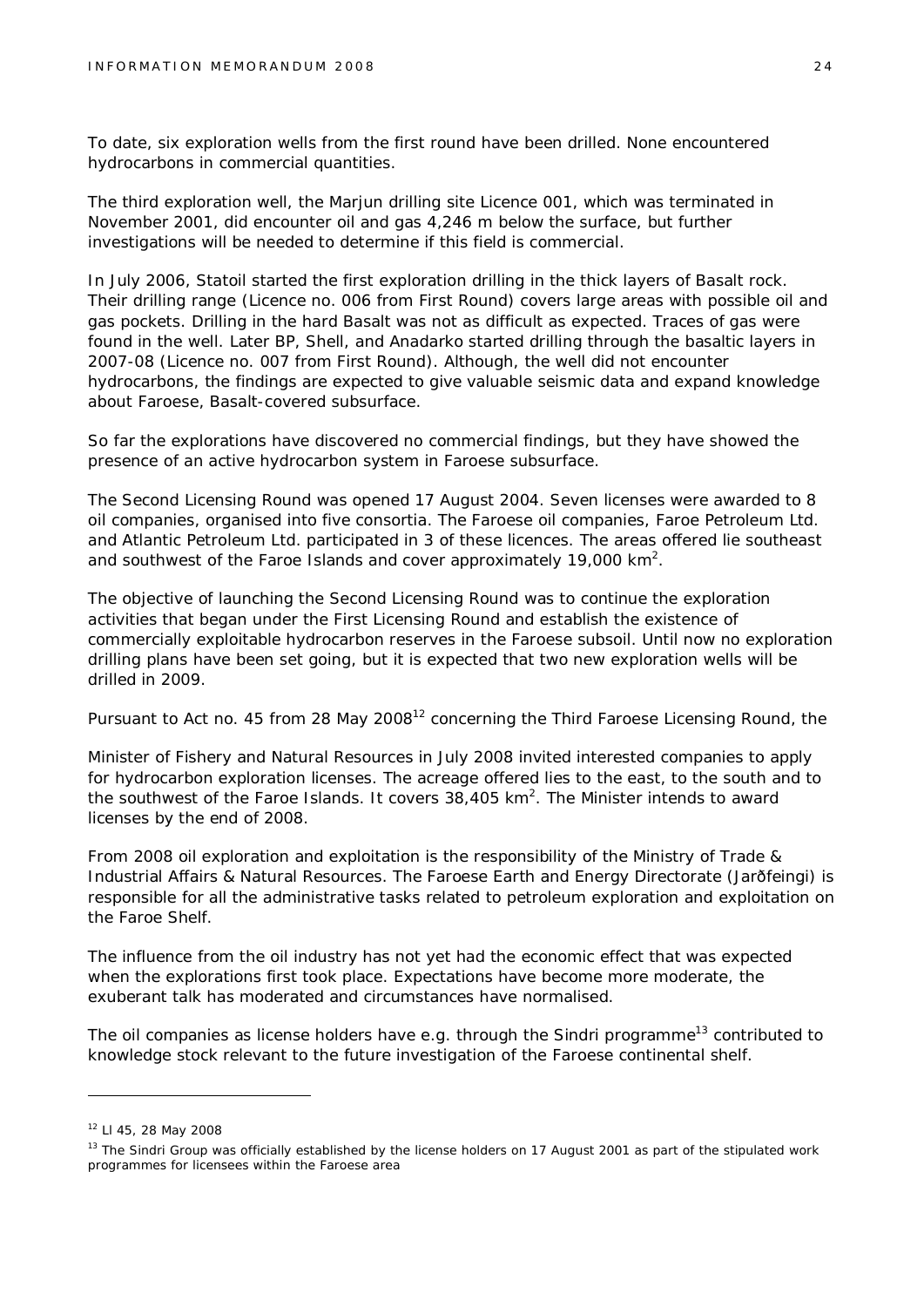To date, six exploration wells from the first round have been drilled. None encountered hydrocarbons in commercial quantities.

The third exploration well, the Marjun drilling site Licence 001, which was terminated in November 2001, did encounter oil and gas 4,246 m below the surface, but further investigations will be needed to determine if this field is commercial.

In July 2006, Statoil started the first exploration drilling in the thick layers of Basalt rock. Their drilling range (Licence no. 006 from First Round) covers large areas with possible oil and gas pockets. Drilling in the hard Basalt was not as difficult as expected. Traces of gas were found in the well. Later BP, Shell, and Anadarko started drilling through the basaltic layers in 2007-08 (Licence no. 007 from First Round). Although, the well did not encounter hydrocarbons, the findings are expected to give valuable seismic data and expand knowledge about Faroese, Basalt-covered subsurface.

So far the explorations have discovered no commercial findings, but they have showed the presence of an active hydrocarbon system in Faroese subsurface.

The Second Licensing Round was opened 17 August 2004. Seven licenses were awarded to 8 oil companies, organised into five consortia. The Faroese oil companies, Faroe Petroleum Ltd. and Atlantic Petroleum Ltd. participated in 3 of these licences. The areas offered lie southeast and southwest of the Faroe Islands and cover approximately 19,000 km$^2$.

The objective of launching the Second Licensing Round was to continue the exploration activities that began under the First Licensing Round and establish the existence of commercially exploitable hydrocarbon reserves in the Faroese subsoil. Until now no exploration drilling plans have been set going, but it is expected that two new exploration wells will be drilled in 2009.

Pursuant to Act no. 45 from 28 May 2008[12] concerning the Third Faroese Licensing Round, the

Minister of Fishery and Natural Resources in July 2008 invited interested companies to apply for hydrocarbon exploration licenses. The acreage offered lies to the east, to the south and to the southwest of the Faroe Islands. It covers 38,405 km$^2$. The Minister intends to award licenses by the end of 2008.

From 2008 oil exploration and exploitation is the responsibility of the Ministry of Trade & Industrial Affairs & Natural Resources. The Faroese Earth and Energy Directorate (Jarðfeingi) is responsible for all the administrative tasks related to petroleum exploration and exploitation on the Faroe Shelf.

The influence from the oil industry has not yet had the economic effect that was expected when the explorations first took place. Expectations have become more moderate, the exuberant talk has moderated and circumstances have normalised.

The oil companies as license holders have e.g. through the Sindri programme[13] contributed to knowledge stock relevant to the future investigation of the Faroese continental shelf.

---

[12] Ll 45, 28 May 2008

[13] The Sindri Group was officially established by the license holders on 17 August 2001 as part of the stipulated work programmes for licensees within the Faroese area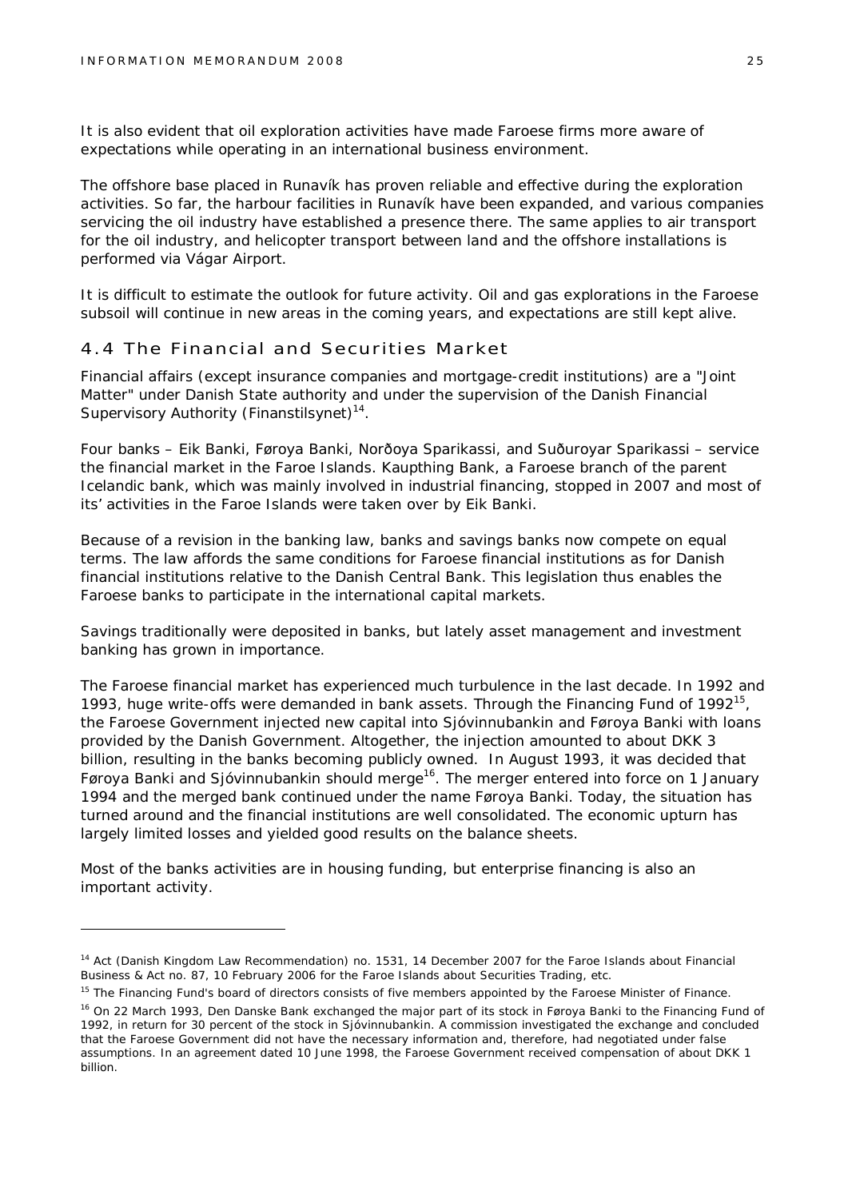It is also evident that oil exploration activities have made Faroese firms more aware of expectations while operating in an international business environment.

The offshore base placed in Runavík has proven reliable and effective during the exploration activities. So far, the harbour facilities in Runavík have been expanded, and various companies servicing the oil industry have established a presence there. The same applies to air transport for the oil industry, and helicopter transport between land and the offshore installations is performed via Vágar Airport.

It is difficult to estimate the outlook for future activity. Oil and gas explorations in the Faroese subsoil will continue in new areas in the coming years, and expectations are still kept alive.

## 4.4 The Financial and Securities Market

Financial affairs (except insurance companies and mortgage-credit institutions) are a "Joint Matter" under Danish State authority and under the supervision of the Danish Financial Supervisory Authority (Finanstilsynet)[14].

Four banks – Eik Banki, Føroya Banki, Norðoya Sparikassi, and Suðuroyar Sparikassi – service the financial market in the Faroe Islands. Kaupthing Bank, a Faroese branch of the parent Icelandic bank, which was mainly involved in industrial financing, stopped in 2007 and most of its' activities in the Faroe Islands were taken over by Eik Banki.

Because of a revision in the banking law, banks and savings banks now compete on equal terms. The law affords the same conditions for Faroese financial institutions as for Danish financial institutions relative to the Danish Central Bank. This legislation thus enables the Faroese banks to participate in the international capital markets.

Savings traditionally were deposited in banks, but lately asset management and investment banking has grown in importance.

The Faroese financial market has experienced much turbulence in the last decade. In 1992 and 1993, huge write-offs were demanded in bank assets. Through the Financing Fund of 1992[15], the Faroese Government injected new capital into Sjóvinnubankin and Føroya Banki with loans provided by the Danish Government. Altogether, the injection amounted to about DKK 3 billion, resulting in the banks becoming publicly owned. In August 1993, it was decided that Føroya Banki and Sjóvinnubankin should merge[16]. The merger entered into force on 1 January 1994 and the merged bank continued under the name Føroya Banki. Today, the situation has turned around and the financial institutions are well consolidated. The economic upturn has largely limited losses and yielded good results on the balance sheets.

Most of the banks activities are in housing funding, but enterprise financing is also an important activity.

---

[14] Act (Danish Kingdom Law Recommendation) no. 1531, 14 December 2007 for the Faroe Islands about Financial Business & Act no. 87, 10 February 2006 for the Faroe Islands about Securities Trading, etc.

[15] The Financing Fund's board of directors consists of five members appointed by the Faroese Minister of Finance.

[16] On 22 March 1993, Den Danske Bank exchanged the major part of its stock in Føroya Banki to the Financing Fund of 1992, in return for 30 percent of the stock in Sjóvinnubankin. A commission investigated the exchange and concluded that the Faroese Government did not have the necessary information and, therefore, had negotiated under false assumptions. In an agreement dated 10 June 1998, the Faroese Government received compensation of about DKK 1 billion.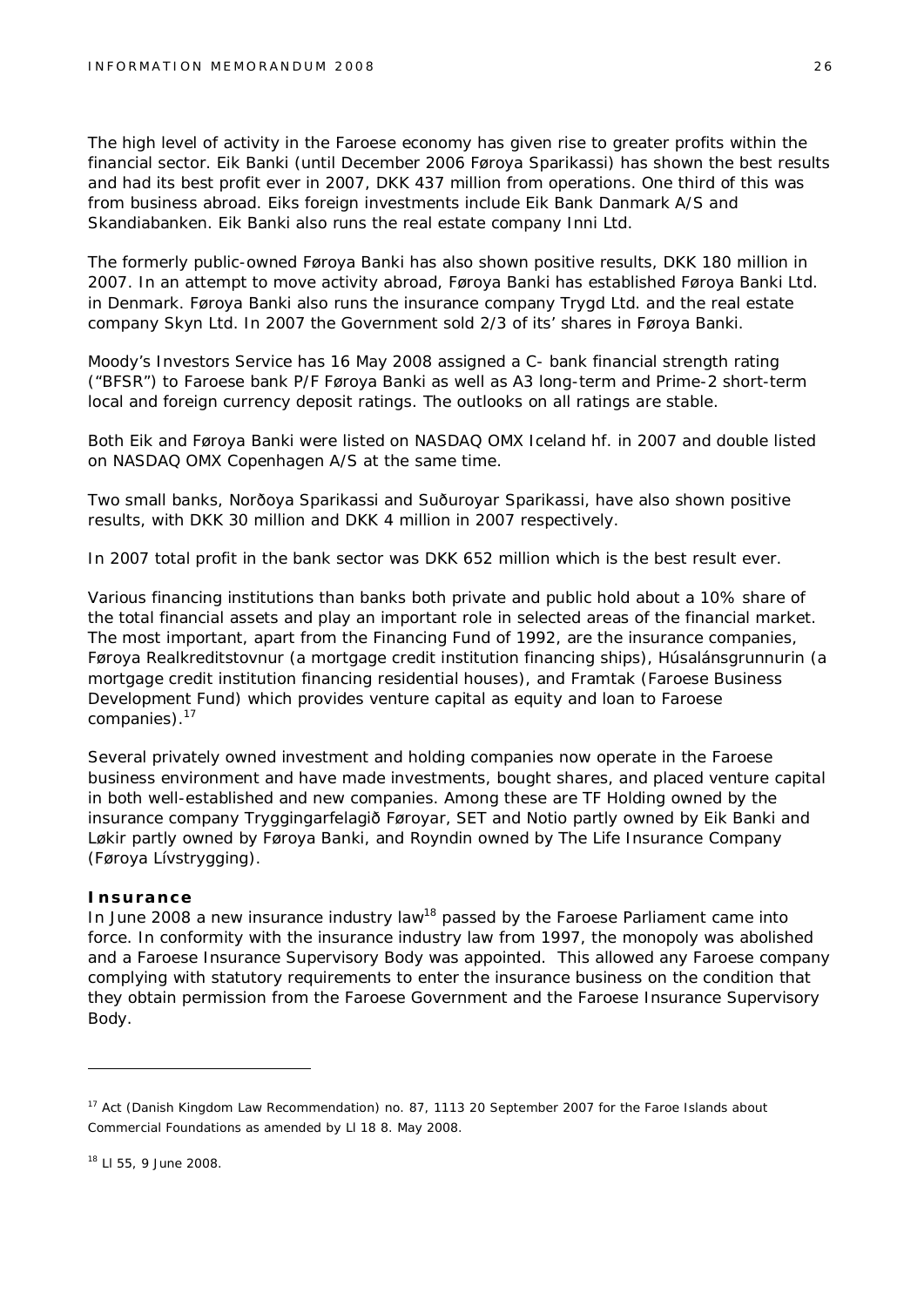The high level of activity in the Faroese economy has given rise to greater profits within the financial sector. Eik Banki (until December 2006 Føroya Sparikassi) has shown the best results and had its best profit ever in 2007, DKK 437 million from operations. One third of this was from business abroad. Eiks foreign investments include Eik Bank Danmark A/S and Skandiabanken. Eik Banki also runs the real estate company Inni Ltd.

The formerly public-owned Føroya Banki has also shown positive results, DKK 180 million in 2007. In an attempt to move activity abroad, Føroya Banki has established Føroya Banki Ltd. in Denmark. Føroya Banki also runs the insurance company Trygd Ltd. and the real estate company Skyn Ltd. In 2007 the Government sold 2/3 of its' shares in Føroya Banki.

Moody's Investors Service has 16 May 2008 assigned a C- bank financial strength rating ("BFSR") to Faroese bank P/F Føroya Banki as well as A3 long-term and Prime-2 short-term local and foreign currency deposit ratings. The outlooks on all ratings are stable.

Both Eik and Føroya Banki were listed on NASDAQ OMX Iceland hf. in 2007 and double listed on NASDAQ OMX Copenhagen A/S at the same time.

Two small banks, Norðoya Sparikassi and Suðuroyar Sparikassi, have also shown positive results, with DKK 30 million and DKK 4 million in 2007 respectively.

In 2007 total profit in the bank sector was DKK 652 million which is the best result ever.

Various financing institutions than banks both private and public hold about a 10% share of the total financial assets and play an important role in selected areas of the financial market. The most important, apart from the Financing Fund of 1992, are the insurance companies, Føroya Realkreditstovnur (a mortgage credit institution financing ships), Húsalánsgrunnurin (a mortgage credit institution financing residential houses), and Framtak (Faroese Business Development Fund) which provides venture capital as equity and loan to Faroese companies).[17]

Several privately owned investment and holding companies now operate in the Faroese business environment and have made investments, bought shares, and placed venture capital in both well-established and new companies. Among these are TF Holding owned by the insurance company Tryggingarfelagið Føroyar, SET and Notio partly owned by Eik Banki and Løkir partly owned by Føroya Banki, and Royndin owned by The Life Insurance Company (Føroya Lívstrygging).

**Insurance**

In June 2008 a new insurance industry law[18] passed by the Faroese Parliament came into force. In conformity with the insurance industry law from 1997, the monopoly was abolished and a Faroese Insurance Supervisory Body was appointed. This allowed any Faroese company complying with statutory requirements to enter the insurance business on the condition that they obtain permission from the Faroese Government and the Faroese Insurance Supervisory Body.

---

[17] Act (Danish Kingdom Law Recommendation) no. 87, 1113 20 September 2007 for the Faroe Islands about Commercial Foundations as amended by Ll 18 8. May 2008.

[18] Ll 55, 9 June 2008.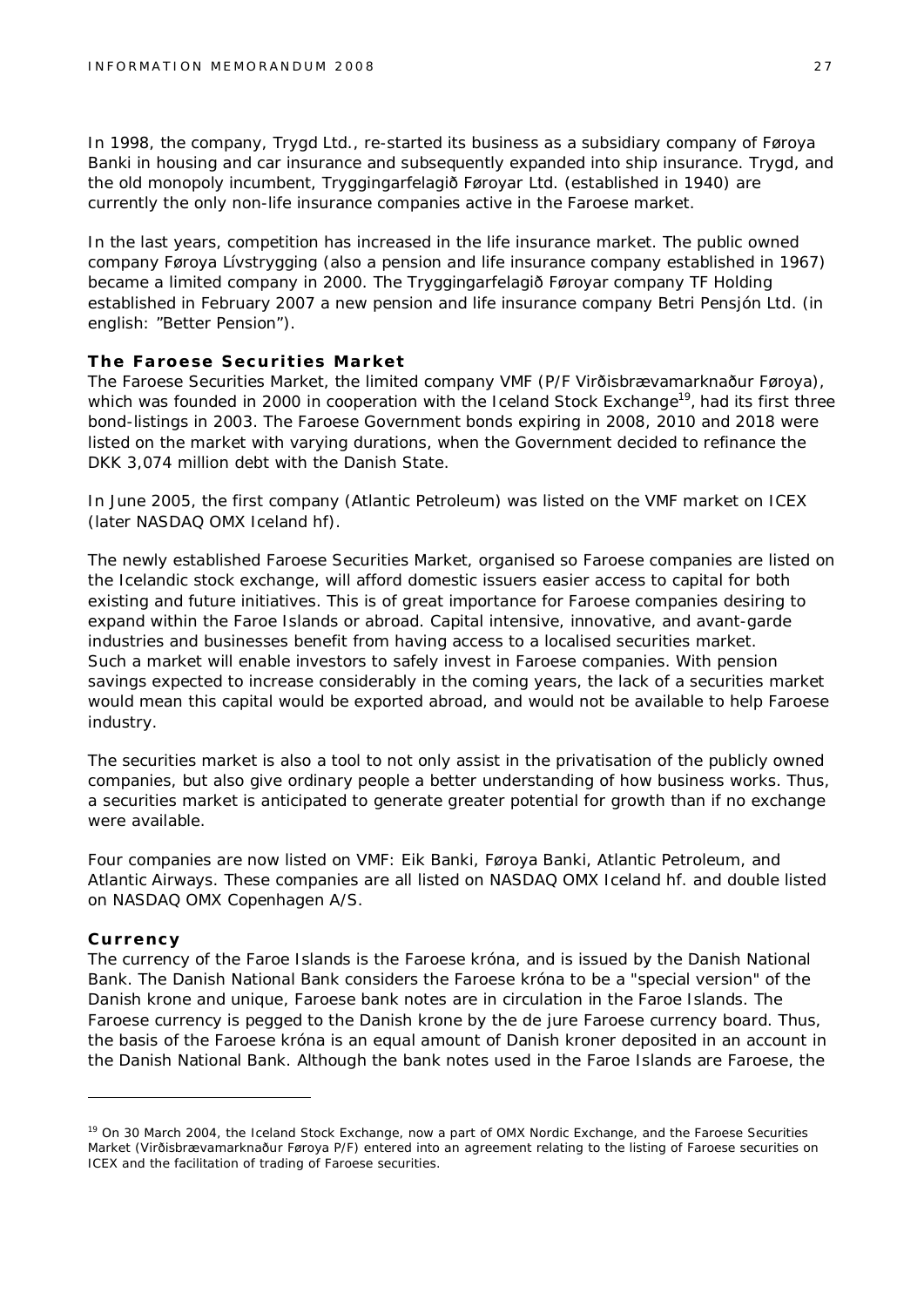In 1998, the company, Trygd Ltd., re-started its business as a subsidiary company of Føroya Banki in housing and car insurance and subsequently expanded into ship insurance. Trygd, and the old monopoly incumbent, Tryggingarfelagið Føroyar Ltd. (established in 1940) are currently the only non-life insurance companies active in the Faroese market.

In the last years, competition has increased in the life insurance market. The public owned company Føroya Lívstrygging (also a pension and life insurance company established in 1967) became a limited company in 2000. The Tryggingarfelagið Føroyar company TF Holding established in February 2007 a new pension and life insurance company Betri Pensjón Ltd. (in english: "Better Pension").

### The Faroese Securities Market

The Faroese Securities Market, the limited company VMF (P/F Virðisbrævamarknaður Føroya), which was founded in 2000 in cooperation with the Iceland Stock Exchange[19], had its first three bond-listings in 2003. The Faroese Government bonds expiring in 2008, 2010 and 2018 were listed on the market with varying durations, when the Government decided to refinance the DKK 3,074 million debt with the Danish State.

In June 2005, the first company (Atlantic Petroleum) was listed on the VMF market on ICEX (later NASDAQ OMX Iceland hf).

The newly established Faroese Securities Market, organised so Faroese companies are listed on the Icelandic stock exchange, will afford domestic issuers easier access to capital for both existing and future initiatives. This is of great importance for Faroese companies desiring to expand within the Faroe Islands or abroad. Capital intensive, innovative, and avant-garde industries and businesses benefit from having access to a localised securities market. Such a market will enable investors to safely invest in Faroese companies. With pension savings expected to increase considerably in the coming years, the lack of a securities market would mean this capital would be exported abroad, and would not be available to help Faroese industry.

The securities market is also a tool to not only assist in the privatisation of the publicly owned companies, but also give ordinary people a better understanding of how business works. Thus, a securities market is anticipated to generate greater potential for growth than if no exchange were available.

Four companies are now listed on VMF: Eik Banki, Føroya Banki, Atlantic Petroleum, and Atlantic Airways. These companies are all listed on NASDAQ OMX Iceland hf. and double listed on NASDAQ OMX Copenhagen A/S.

### Currency

The currency of the Faroe Islands is the Faroese króna, and is issued by the Danish National Bank. The Danish National Bank considers the Faroese króna to be a "special version" of the Danish krone and unique, Faroese bank notes are in circulation in the Faroe Islands. The Faroese currency is pegged to the Danish krone by the de jure Faroese currency board. Thus, the basis of the Faroese króna is an equal amount of Danish kroner deposited in an account in the Danish National Bank. Although the bank notes used in the Faroe Islands are Faroese, the

---

[19] On 30 March 2004, the Iceland Stock Exchange, now a part of OMX Nordic Exchange, and the Faroese Securities Market (Virðisbrævamarknaður Føroya P/F) entered into an agreement relating to the listing of Faroese securities on ICEX and the facilitation of trading of Faroese securities.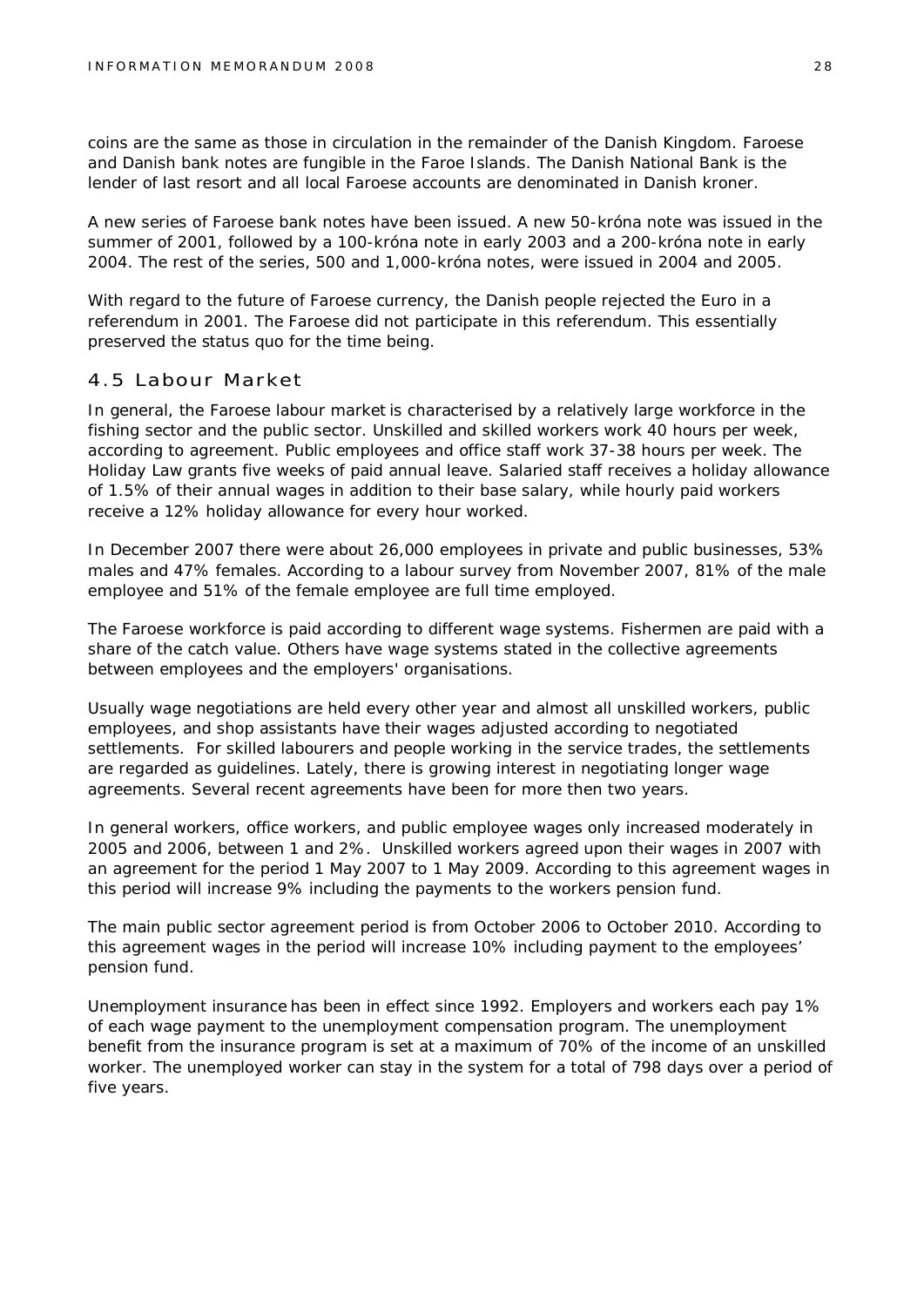coins are the same as those in circulation in the remainder of the Danish Kingdom. Faroese and Danish bank notes are fungible in the Faroe Islands. The Danish National Bank is the lender of last resort and all local Faroese accounts are denominated in Danish kroner.

A new series of Faroese bank notes have been issued. A new 50-króna note was issued in the summer of 2001, followed by a 100-króna note in early 2003 and a 200-króna note in early 2004. The rest of the series, 500 and 1,000-króna notes, were issued in 2004 and 2005.

With regard to the future of Faroese currency, the Danish people rejected the Euro in a referendum in 2001. The Faroese did not participate in this referendum. This essentially preserved the status quo for the time being.

## 4.5 Labour Market

In general, the Faroese labour market is characterised by a relatively large workforce in the fishing sector and the public sector. Unskilled and skilled workers work 40 hours per week, according to agreement. Public employees and office staff work 37-38 hours per week. The Holiday Law grants five weeks of paid annual leave. Salaried staff receives a holiday allowance of 1.5% of their annual wages in addition to their base salary, while hourly paid workers receive a 12% holiday allowance for every hour worked.

In December 2007 there were about 26,000 employees in private and public businesses, 53% males and 47% females. According to a labour survey from November 2007, 81% of the male employee and 51% of the female employee are full time employed.

The Faroese workforce is paid according to different wage systems. Fishermen are paid with a share of the catch value. Others have wage systems stated in the collective agreements between employees and the employers' organisations.

Usually wage negotiations are held every other year and almost all unskilled workers, public employees, and shop assistants have their wages adjusted according to negotiated settlements. For skilled labourers and people working in the service trades, the settlements are regarded as guidelines. Lately, there is growing interest in negotiating longer wage agreements. Several recent agreements have been for more then two years.

In general workers, office workers, and public employee wages only increased moderately in 2005 and 2006, between 1 and 2%. Unskilled workers agreed upon their wages in 2007 with an agreement for the period 1 May 2007 to 1 May 2009. According to this agreement wages in this period will increase 9% including the payments to the workers pension fund.

The main public sector agreement period is from October 2006 to October 2010. According to this agreement wages in the period will increase 10% including payment to the employees' pension fund.

Unemployment insurance has been in effect since 1992. Employers and workers each pay 1% of each wage payment to the unemployment compensation program. The unemployment benefit from the insurance program is set at a maximum of 70% of the income of an unskilled worker. The unemployed worker can stay in the system for a total of 798 days over a period of five years.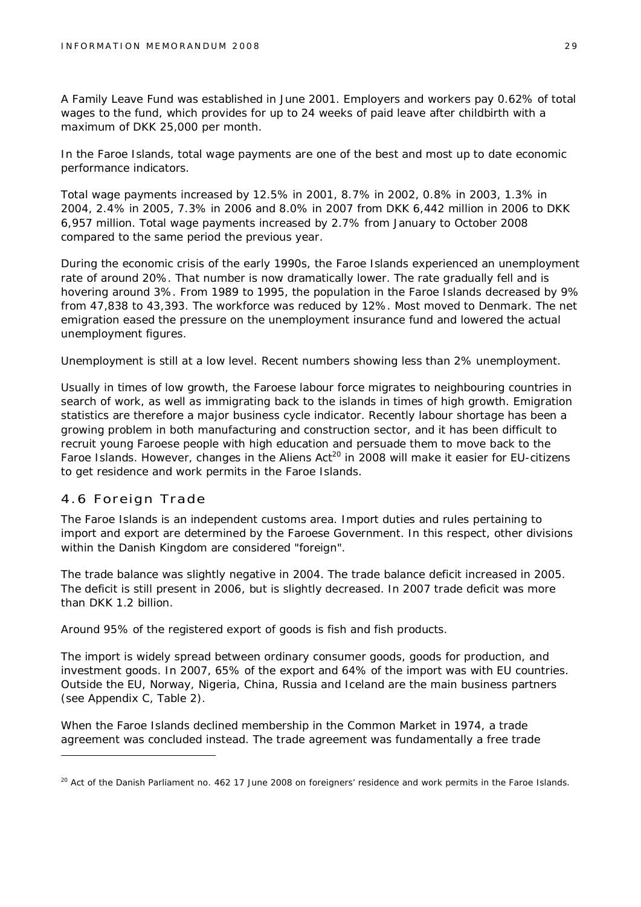A Family Leave Fund was established in June 2001. Employers and workers pay 0.62% of total wages to the fund, which provides for up to 24 weeks of paid leave after childbirth with a maximum of DKK 25,000 per month.

In the Faroe Islands, total wage payments are one of the best and most up to date economic performance indicators.

Total wage payments increased by 12.5% in 2001, 8.7% in 2002, 0.8% in 2003, 1.3% in 2004, 2.4% in 2005, 7.3% in 2006 and 8.0% in 2007 from DKK 6,442 million in 2006 to DKK 6,957 million. Total wage payments increased by 2.7% from January to October 2008 compared to the same period the previous year.

During the economic crisis of the early 1990s, the Faroe Islands experienced an unemployment rate of around 20%. That number is now dramatically lower. The rate gradually fell and is hovering around 3%. From 1989 to 1995, the population in the Faroe Islands decreased by 9% from 47,838 to 43,393. The workforce was reduced by 12%. Most moved to Denmark. The net emigration eased the pressure on the unemployment insurance fund and lowered the actual unemployment figures.

Unemployment is still at a low level. Recent numbers showing less than 2% unemployment.

Usually in times of low growth, the Faroese labour force migrates to neighbouring countries in search of work, as well as immigrating back to the islands in times of high growth. Emigration statistics are therefore a major business cycle indicator. Recently labour shortage has been a growing problem in both manufacturing and construction sector, and it has been difficult to recruit young Faroese people with high education and persuade them to move back to the Faroe Islands. However, changes in the Aliens Act[20] in 2008 will make it easier for EU-citizens to get residence and work permits in the Faroe Islands.

## 4.6 Foreign Trade

The Faroe Islands is an independent customs area. Import duties and rules pertaining to import and export are determined by the Faroese Government. In this respect, other divisions within the Danish Kingdom are considered "foreign".

The trade balance was slightly negative in 2004. The trade balance deficit increased in 2005. The deficit is still present in 2006, but is slightly decreased. In 2007 trade deficit was more than DKK 1.2 billion.

Around 95% of the registered export of goods is fish and fish products.

The import is widely spread between ordinary consumer goods, goods for production, and investment goods. In 2007, 65% of the export and 64% of the import was with EU countries. Outside the EU, Norway, Nigeria, China, Russia and Iceland are the main business partners (see Appendix C, Table 2).

When the Faroe Islands declined membership in the Common Market in 1974, a trade agreement was concluded instead. The trade agreement was fundamentally a free trade

---

[20] Act of the Danish Parliament no. 462 17 June 2008 on foreigners' residence and work permits in the Faroe Islands.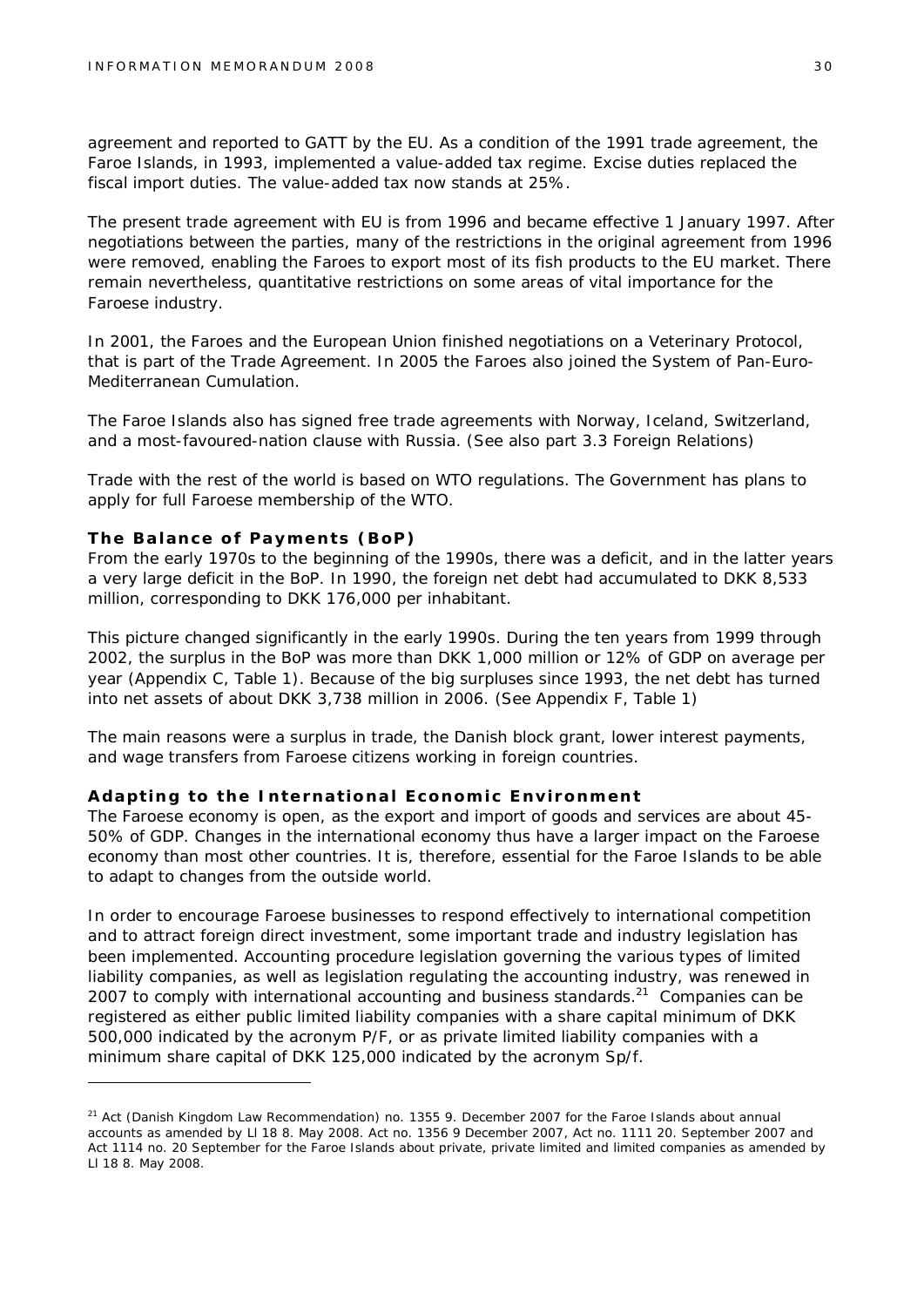agreement and reported to GATT by the EU. As a condition of the 1991 trade agreement, the Faroe Islands, in 1993, implemented a value-added tax regime. Excise duties replaced the fiscal import duties. The value-added tax now stands at 25%.

The present trade agreement with EU is from 1996 and became effective 1 January 1997. After negotiations between the parties, many of the restrictions in the original agreement from 1996 were removed, enabling the Faroes to export most of its fish products to the EU market. There remain nevertheless, quantitative restrictions on some areas of vital importance for the Faroese industry.

In 2001, the Faroes and the European Union finished negotiations on a Veterinary Protocol, that is part of the Trade Agreement. In 2005 the Faroes also joined the System of Pan-Euro-Mediterranean Cumulation.

The Faroe Islands also has signed free trade agreements with Norway, Iceland, Switzerland, and a most-favoured-nation clause with Russia. (See also part 3.3 Foreign Relations)

Trade with the rest of the world is based on WTO regulations. The Government has plans to apply for full Faroese membership of the WTO.

**The Balance of Payments (BoP)**

From the early 1970s to the beginning of the 1990s, there was a deficit, and in the latter years a very large deficit in the BoP. In 1990, the foreign net debt had accumulated to DKK 8,533 million, corresponding to DKK 176,000 per inhabitant.

This picture changed significantly in the early 1990s. During the ten years from 1999 through 2002, the surplus in the BoP was more than DKK 1,000 million or 12% of GDP on average per year (Appendix C, Table 1). Because of the big surpluses since 1993, the net debt has turned into net assets of about DKK 3,738 million in 2006. (See Appendix F, Table 1)

The main reasons were a surplus in trade, the Danish block grant, lower interest payments, and wage transfers from Faroese citizens working in foreign countries.

**Adapting to the International Economic Environment**

The Faroese economy is open, as the export and import of goods and services are about 45-50% of GDP. Changes in the international economy thus have a larger impact on the Faroese economy than most other countries. It is, therefore, essential for the Faroe Islands to be able to adapt to changes from the outside world.

In order to encourage Faroese businesses to respond effectively to international competition and to attract foreign direct investment, some important trade and industry legislation has been implemented. Accounting procedure legislation governing the various types of limited liability companies, as well as legislation regulating the accounting industry, was renewed in 2007 to comply with international accounting and business standards.[21] Companies can be registered as either public limited liability companies with a share capital minimum of DKK 500,000 indicated by the acronym P/F, or as private limited liability companies with a minimum share capital of DKK 125,000 indicated by the acronym Sp/f.

---

[21] Act (Danish Kingdom Law Recommendation) no. 1355 9. December 2007 for the Faroe Islands about annual accounts as amended by Ll 18 8. May 2008. Act no. 1356 9 December 2007, Act no. 1111 20. September 2007 and Act 1114 no. 20 September for the Faroe Islands about private, private limited and limited companies as amended by Ll 18 8. May 2008.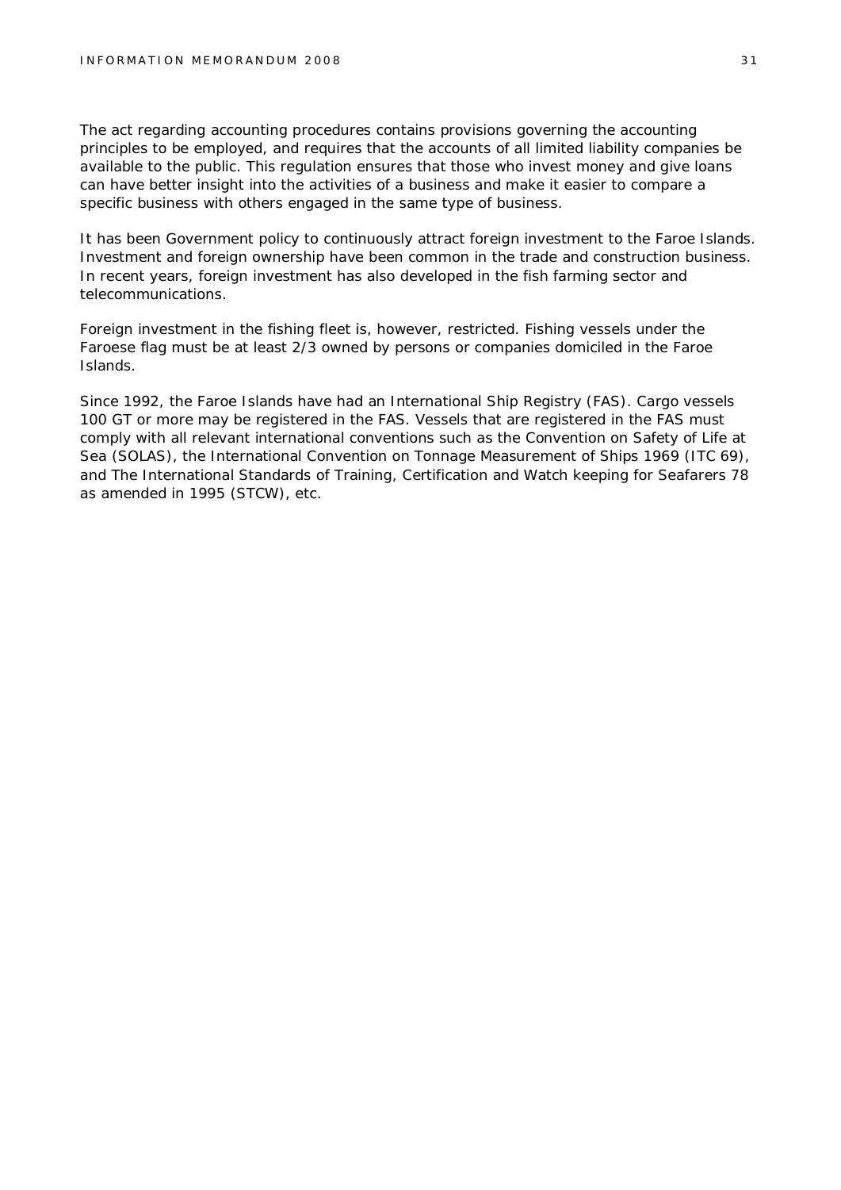The act regarding accounting procedures contains provisions governing the accounting principles to be employed, and requires that the accounts of all limited liability companies be available to the public. This regulation ensures that those who invest money and give loans can have better insight into the activities of a business and make it easier to compare a specific business with others engaged in the same type of business.

It has been Government policy to continuously attract foreign investment to the Faroe Islands. Investment and foreign ownership have been common in the trade and construction business. In recent years, foreign investment has also developed in the fish farming sector and telecommunications.

Foreign investment in the fishing fleet is, however, restricted. Fishing vessels under the Faroese flag must be at least 2/3 owned by persons or companies domiciled in the Faroe Islands.

Since 1992, the Faroe Islands have had an International Ship Registry (FAS). Cargo vessels 100 GT or more may be registered in the FAS. Vessels that are registered in the FAS must comply with all relevant international conventions such as the Convention on Safety of Life at Sea (SOLAS), the International Convention on Tonnage Measurement of Ships 1969 (ITC 69), and The International Standards of Training, Certification and Watch keeping for Seafarers 78 as amended in 1995 (STCW), etc.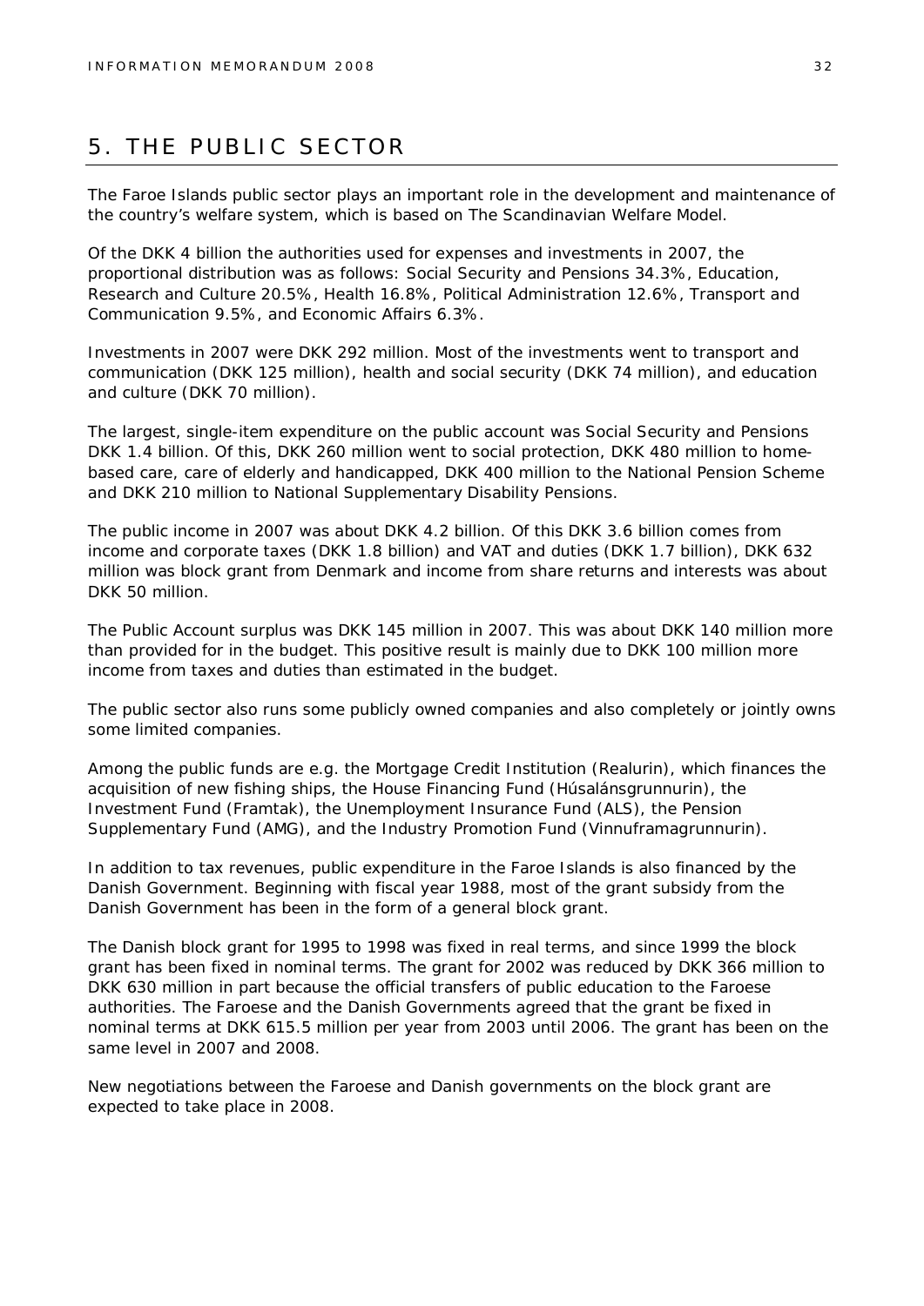# 5. THE PUBLIC SECTOR

The Faroe Islands public sector plays an important role in the development and maintenance of the country's welfare system, which is based on The Scandinavian Welfare Model.

Of the DKK 4 billion the authorities used for expenses and investments in 2007, the proportional distribution was as follows: Social Security and Pensions 34.3%, Education, Research and Culture 20.5%, Health 16.8%, Political Administration 12.6%, Transport and Communication 9.5%, and Economic Affairs 6.3%.

Investments in 2007 were DKK 292 million. Most of the investments went to transport and communication (DKK 125 million), health and social security (DKK 74 million), and education and culture (DKK 70 million).

The largest, single-item expenditure on the public account was Social Security and Pensions DKK 1.4 billion. Of this, DKK 260 million went to social protection, DKK 480 million to home-based care, care of elderly and handicapped, DKK 400 million to the National Pension Scheme and DKK 210 million to National Supplementary Disability Pensions.

The public income in 2007 was about DKK 4.2 billion. Of this DKK 3.6 billion comes from income and corporate taxes (DKK 1.8 billion) and VAT and duties (DKK 1.7 billion), DKK 632 million was block grant from Denmark and income from share returns and interests was about DKK 50 million.

The Public Account surplus was DKK 145 million in 2007. This was about DKK 140 million more than provided for in the budget. This positive result is mainly due to DKK 100 million more income from taxes and duties than estimated in the budget.

The public sector also runs some publicly owned companies and also completely or jointly owns some limited companies.

Among the public funds are e.g. the Mortgage Credit Institution (Realurin), which finances the acquisition of new fishing ships, the House Financing Fund (Húsalánsgrunnurin), the Investment Fund (Framtak), the Unemployment Insurance Fund (ALS), the Pension Supplementary Fund (AMG), and the Industry Promotion Fund (Vinnuframagrunnurin).

In addition to tax revenues, public expenditure in the Faroe Islands is also financed by the Danish Government. Beginning with fiscal year 1988, most of the grant subsidy from the Danish Government has been in the form of a general block grant.

The Danish block grant for 1995 to 1998 was fixed in real terms, and since 1999 the block grant has been fixed in nominal terms. The grant for 2002 was reduced by DKK 366 million to DKK 630 million in part because the official transfers of public education to the Faroese authorities. The Faroese and the Danish Governments agreed that the grant be fixed in nominal terms at DKK 615.5 million per year from 2003 until 2006. The grant has been on the same level in 2007 and 2008.

New negotiations between the Faroese and Danish governments on the block grant are expected to take place in 2008.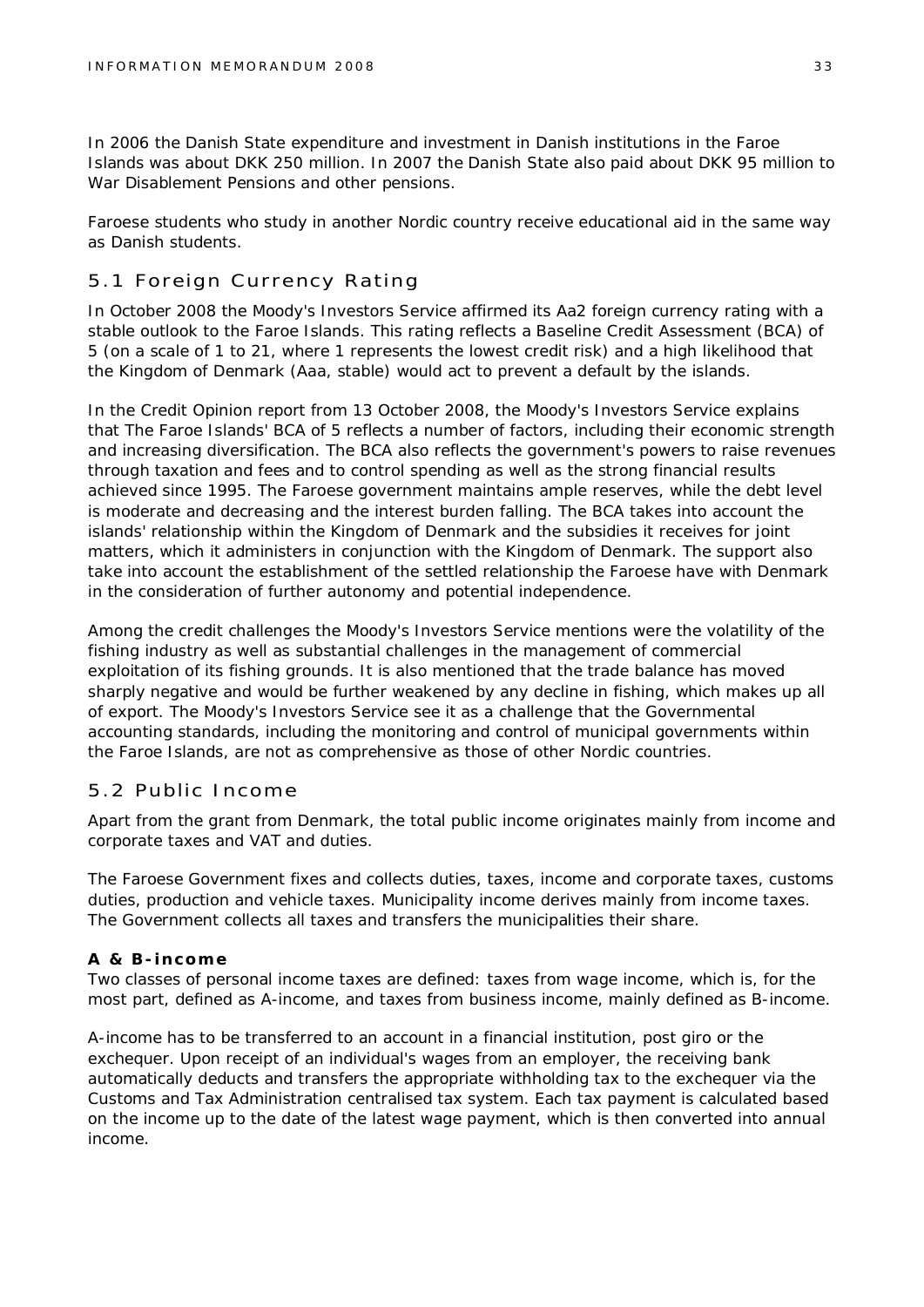In 2006 the Danish State expenditure and investment in Danish institutions in the Faroe Islands was about DKK 250 million. In 2007 the Danish State also paid about DKK 95 million to War Disablement Pensions and other pensions.

Faroese students who study in another Nordic country receive educational aid in the same way as Danish students.

## 5.1 Foreign Currency Rating

In October 2008 the Moody's Investors Service affirmed its Aa2 foreign currency rating with a stable outlook to the Faroe Islands. This rating reflects a Baseline Credit Assessment (BCA) of 5 (on a scale of 1 to 21, where 1 represents the lowest credit risk) and a high likelihood that the Kingdom of Denmark (Aaa, stable) would act to prevent a default by the islands.

In the Credit Opinion report from 13 October 2008, the Moody's Investors Service explains that The Faroe Islands' BCA of 5 reflects a number of factors, including their economic strength and increasing diversification. The BCA also reflects the government's powers to raise revenues through taxation and fees and to control spending as well as the strong financial results achieved since 1995. The Faroese government maintains ample reserves, while the debt level is moderate and decreasing and the interest burden falling. The BCA takes into account the islands' relationship within the Kingdom of Denmark and the subsidies it receives for joint matters, which it administers in conjunction with the Kingdom of Denmark. The support also take into account the establishment of the settled relationship the Faroese have with Denmark in the consideration of further autonomy and potential independence.

Among the credit challenges the Moody's Investors Service mentions were the volatility of the fishing industry as well as substantial challenges in the management of commercial exploitation of its fishing grounds. It is also mentioned that the trade balance has moved sharply negative and would be further weakened by any decline in fishing, which makes up all of export. The Moody's Investors Service see it as a challenge that the Governmental accounting standards, including the monitoring and control of municipal governments within the Faroe Islands, are not as comprehensive as those of other Nordic countries.

## 5.2 Public Income

Apart from the grant from Denmark, the total public income originates mainly from income and corporate taxes and VAT and duties.

The Faroese Government fixes and collects duties, taxes, income and corporate taxes, customs duties, production and vehicle taxes. Municipality income derives mainly from income taxes. The Government collects all taxes and transfers the municipalities their share.

**A & B-income**

Two classes of personal income taxes are defined: taxes from wage income, which is, for the most part, defined as A-income, and taxes from business income, mainly defined as B-income.

A-income has to be transferred to an account in a financial institution, post giro or the exchequer. Upon receipt of an individual's wages from an employer, the receiving bank automatically deducts and transfers the appropriate withholding tax to the exchequer via the Customs and Tax Administration centralised tax system. Each tax payment is calculated based on the income up to the date of the latest wage payment, which is then converted into annual income.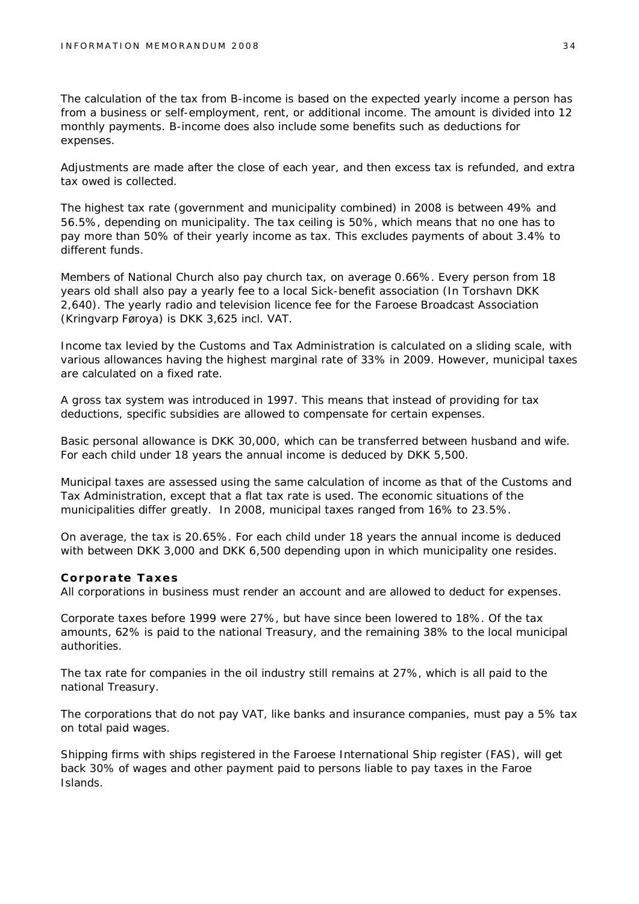The calculation of the tax from B-income is based on the expected yearly income a person has from a business or self-employment, rent, or additional income. The amount is divided into 12 monthly payments. B-income does also include some benefits such as deductions for expenses.

Adjustments are made after the close of each year, and then excess tax is refunded, and extra tax owed is collected.

The highest tax rate (government and municipality combined) in 2008 is between 49% and 56.5%, depending on municipality. The tax ceiling is 50%, which means that no one has to pay more than 50% of their yearly income as tax. This excludes payments of about 3.4% to different funds.

Members of National Church also pay church tax, on average 0.66%. Every person from 18 years old shall also pay a yearly fee to a local Sick-benefit association (In Torshavn DKK 2,640). The yearly radio and television licence fee for the Faroese Broadcast Association (Kringvarp Føroya) is DKK 3,625 incl. VAT.

Income tax levied by the Customs and Tax Administration is calculated on a sliding scale, with various allowances having the highest marginal rate of 33% in 2009. However, municipal taxes are calculated on a fixed rate.

A gross tax system was introduced in 1997. This means that instead of providing for tax deductions, specific subsidies are allowed to compensate for certain expenses.

Basic personal allowance is DKK 30,000, which can be transferred between husband and wife. For each child under 18 years the annual income is deduced by DKK 5,500.

Municipal taxes are assessed using the same calculation of income as that of the Customs and Tax Administration, except that a flat tax rate is used. The economic situations of the municipalities differ greatly. In 2008, municipal taxes ranged from 16% to 23.5%.

On average, the tax is 20.65%. For each child under 18 years the annual income is deduced with between DKK 3,000 and DKK 6,500 depending upon in which municipality one resides.

### Corporate Taxes

All corporations in business must render an account and are allowed to deduct for expenses.

Corporate taxes before 1999 were 27%, but have since been lowered to 18%. Of the tax amounts, 62% is paid to the national Treasury, and the remaining 38% to the local municipal authorities.

The tax rate for companies in the oil industry still remains at 27%, which is all paid to the national Treasury.

The corporations that do not pay VAT, like banks and insurance companies, must pay a 5% tax on total paid wages.

Shipping firms with ships registered in the Faroese International Ship register (FAS), will get back 30% of wages and other payment paid to persons liable to pay taxes in the Faroe Islands.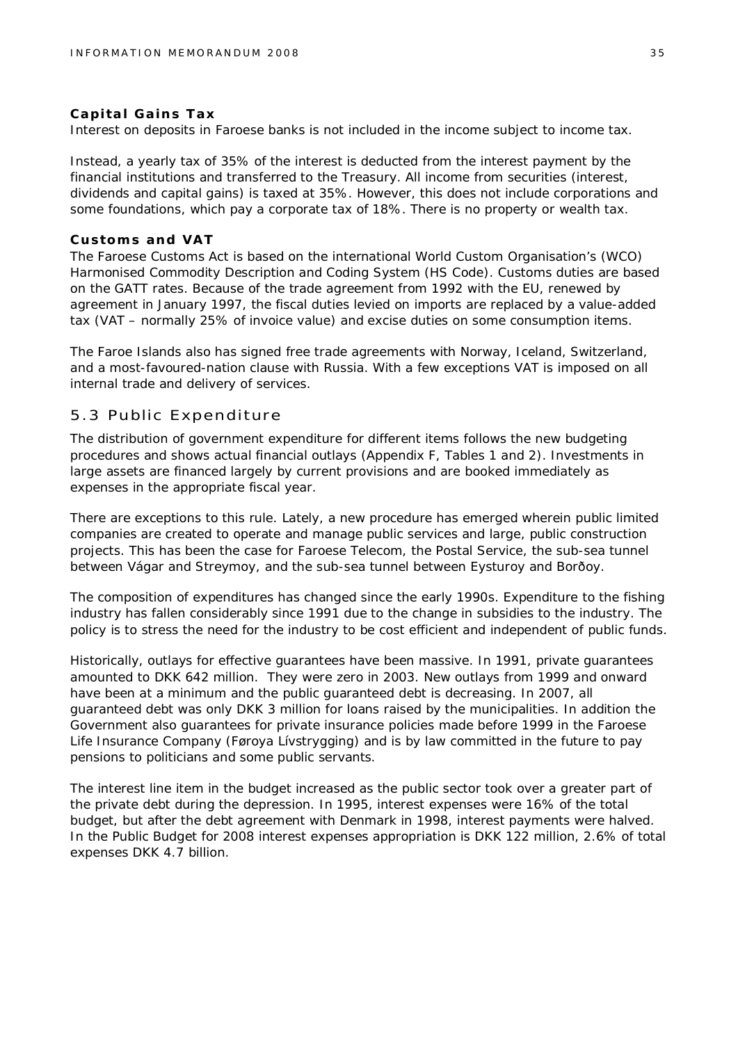**Capital Gains Tax**

Interest on deposits in Faroese banks is not included in the income subject to income tax.

Instead, a yearly tax of 35% of the interest is deducted from the interest payment by the financial institutions and transferred to the Treasury. All income from securities (interest, dividends and capital gains) is taxed at 35%. However, this does not include corporations and some foundations, which pay a corporate tax of 18%. There is no property or wealth tax.

**Customs and VAT**

The Faroese Customs Act is based on the international World Custom Organisation's (WCO) Harmonised Commodity Description and Coding System (HS Code). Customs duties are based on the GATT rates. Because of the trade agreement from 1992 with the EU, renewed by agreement in January 1997, the fiscal duties levied on imports are replaced by a value-added tax (VAT – normally 25% of invoice value) and excise duties on some consumption items.

The Faroe Islands also has signed free trade agreements with Norway, Iceland, Switzerland, and a most-favoured-nation clause with Russia. With a few exceptions VAT is imposed on all internal trade and delivery of services.

## 5.3 Public Expenditure

The distribution of government expenditure for different items follows the new budgeting procedures and shows actual financial outlays (Appendix F, Tables 1 and 2). Investments in large assets are financed largely by current provisions and are booked immediately as expenses in the appropriate fiscal year.

There are exceptions to this rule. Lately, a new procedure has emerged wherein public limited companies are created to operate and manage public services and large, public construction projects. This has been the case for Faroese Telecom, the Postal Service, the sub-sea tunnel between Vágar and Streymoy, and the sub-sea tunnel between Eysturoy and Borðoy.

The composition of expenditures has changed since the early 1990s. Expenditure to the fishing industry has fallen considerably since 1991 due to the change in subsidies to the industry. The policy is to stress the need for the industry to be cost efficient and independent of public funds.

Historically, outlays for effective guarantees have been massive. In 1991, private guarantees amounted to DKK 642 million. They were zero in 2003. New outlays from 1999 and onward have been at a minimum and the public guaranteed debt is decreasing. In 2007, all guaranteed debt was only DKK 3 million for loans raised by the municipalities. In addition the Government also guarantees for private insurance policies made before 1999 in the Faroese Life Insurance Company (Føroya Lívstrygging) and is by law committed in the future to pay pensions to politicians and some public servants.

The interest line item in the budget increased as the public sector took over a greater part of the private debt during the depression. In 1995, interest expenses were 16% of the total budget, but after the debt agreement with Denmark in 1998, interest payments were halved. In the Public Budget for 2008 interest expenses appropriation is DKK 122 million, 2.6% of total expenses DKK 4.7 billion.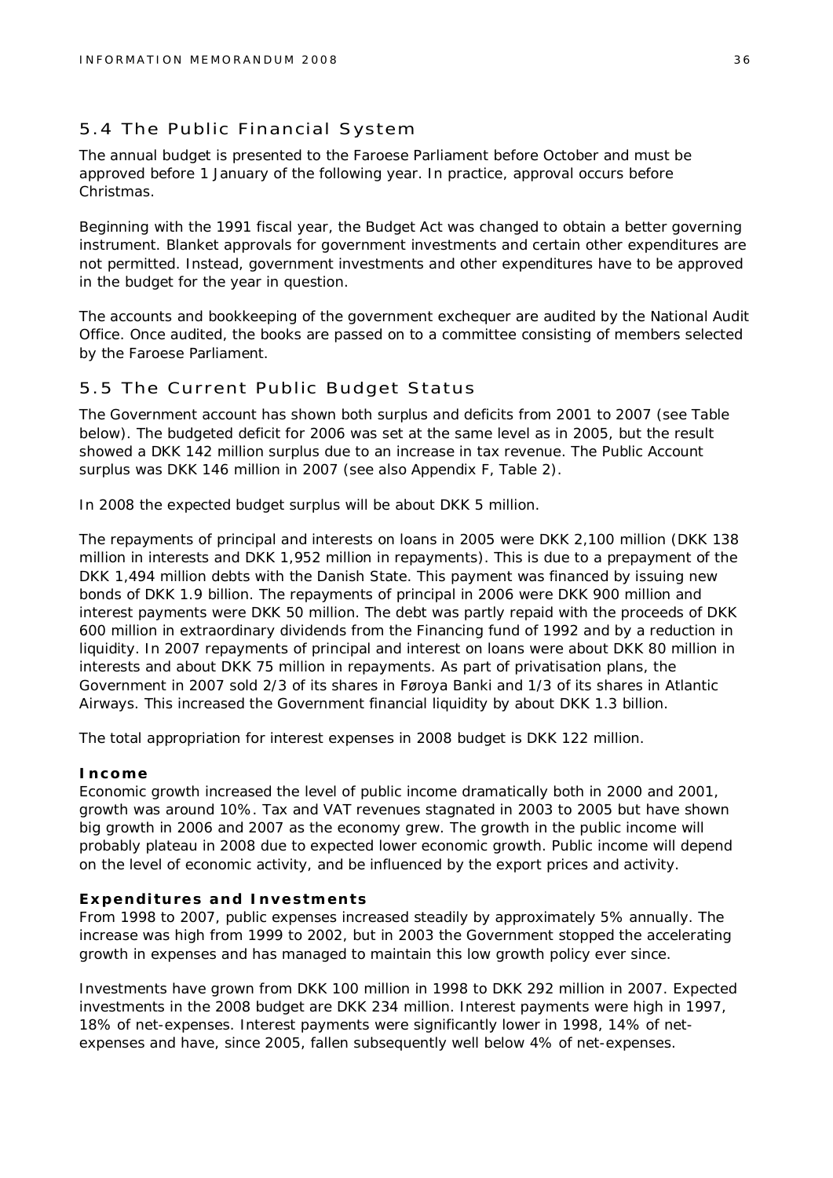## 5.4 The Public Financial System

The annual budget is presented to the Faroese Parliament before October and must be approved before 1 January of the following year. In practice, approval occurs before Christmas.

Beginning with the 1991 fiscal year, the Budget Act was changed to obtain a better governing instrument. Blanket approvals for government investments and certain other expenditures are not permitted. Instead, government investments and other expenditures have to be approved in the budget for the year in question.

The accounts and bookkeeping of the government exchequer are audited by the National Audit Office. Once audited, the books are passed on to a committee consisting of members selected by the Faroese Parliament.

## 5.5 The Current Public Budget Status

The Government account has shown both surplus and deficits from 2001 to 2007 (see Table below). The budgeted deficit for 2006 was set at the same level as in 2005, but the result showed a DKK 142 million surplus due to an increase in tax revenue. The Public Account surplus was DKK 146 million in 2007 (see also Appendix F, Table 2).

In 2008 the expected budget surplus will be about DKK 5 million.

The repayments of principal and interests on loans in 2005 were DKK 2,100 million (DKK 138 million in interests and DKK 1,952 million in repayments). This is due to a prepayment of the DKK 1,494 million debts with the Danish State. This payment was financed by issuing new bonds of DKK 1.9 billion. The repayments of principal in 2006 were DKK 900 million and interest payments were DKK 50 million. The debt was partly repaid with the proceeds of DKK 600 million in extraordinary dividends from the Financing fund of 1992 and by a reduction in liquidity. In 2007 repayments of principal and interest on loans were about DKK 80 million in interests and about DKK 75 million in repayments. As part of privatisation plans, the Government in 2007 sold 2/3 of its shares in Føroya Banki and 1/3 of its shares in Atlantic Airways. This increased the Government financial liquidity by about DKK 1.3 billion.

The total appropriation for interest expenses in 2008 budget is DKK 122 million.

**Income**

Economic growth increased the level of public income dramatically both in 2000 and 2001, growth was around 10%. Tax and VAT revenues stagnated in 2003 to 2005 but have shown big growth in 2006 and 2007 as the economy grew. The growth in the public income will probably plateau in 2008 due to expected lower economic growth. Public income will depend on the level of economic activity, and be influenced by the export prices and activity.

**Expenditures and Investments**

From 1998 to 2007, public expenses increased steadily by approximately 5% annually. The increase was high from 1999 to 2002, but in 2003 the Government stopped the accelerating growth in expenses and has managed to maintain this low growth policy ever since.

Investments have grown from DKK 100 million in 1998 to DKK 292 million in 2007. Expected investments in the 2008 budget are DKK 234 million. Interest payments were high in 1997, 18% of net-expenses. Interest payments were significantly lower in 1998, 14% of net-expenses and have, since 2005, fallen subsequently well below 4% of net-expenses.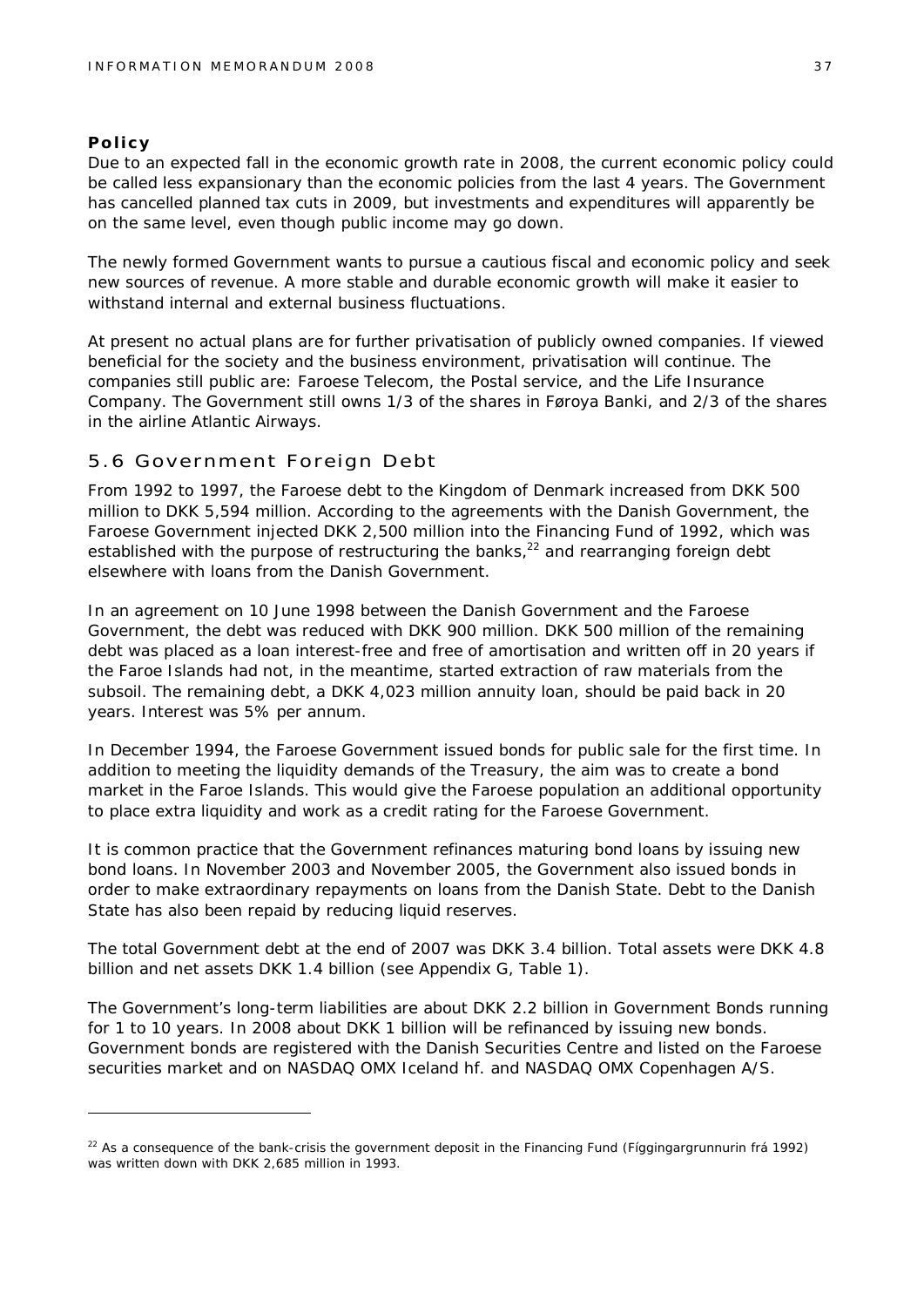**Policy**

Due to an expected fall in the economic growth rate in 2008, the current economic policy could be called less expansionary than the economic policies from the last 4 years. The Government has cancelled planned tax cuts in 2009, but investments and expenditures will apparently be on the same level, even though public income may go down.

The newly formed Government wants to pursue a cautious fiscal and economic policy and seek new sources of revenue. A more stable and durable economic growth will make it easier to withstand internal and external business fluctuations.

At present no actual plans are for further privatisation of publicly owned companies. If viewed beneficial for the society and the business environment, privatisation will continue. The companies still public are: Faroese Telecom, the Postal service, and the Life Insurance Company. The Government still owns 1/3 of the shares in Føroya Banki, and 2/3 of the shares in the airline Atlantic Airways.

## 5.6 Government Foreign Debt

From 1992 to 1997, the Faroese debt to the Kingdom of Denmark increased from DKK 500 million to DKK 5,594 million. According to the agreements with the Danish Government, the Faroese Government injected DKK 2,500 million into the Financing Fund of 1992, which was established with the purpose of restructuring the banks,[22] and rearranging foreign debt elsewhere with loans from the Danish Government.

In an agreement on 10 June 1998 between the Danish Government and the Faroese Government, the debt was reduced with DKK 900 million. DKK 500 million of the remaining debt was placed as a loan interest-free and free of amortisation and written off in 20 years if the Faroe Islands had not, in the meantime, started extraction of raw materials from the subsoil. The remaining debt, a DKK 4,023 million annuity loan, should be paid back in 20 years. Interest was 5% per annum.

In December 1994, the Faroese Government issued bonds for public sale for the first time. In addition to meeting the liquidity demands of the Treasury, the aim was to create a bond market in the Faroe Islands. This would give the Faroese population an additional opportunity to place extra liquidity and work as a credit rating for the Faroese Government.

It is common practice that the Government refinances maturing bond loans by issuing new bond loans. In November 2003 and November 2005, the Government also issued bonds in order to make extraordinary repayments on loans from the Danish State. Debt to the Danish State has also been repaid by reducing liquid reserves.

The total Government debt at the end of 2007 was DKK 3.4 billion. Total assets were DKK 4.8 billion and net assets DKK 1.4 billion (see Appendix G, Table 1).

The Government's long-term liabilities are about DKK 2.2 billion in Government Bonds running for 1 to 10 years. In 2008 about DKK 1 billion will be refinanced by issuing new bonds. Government bonds are registered with the Danish Securities Centre and listed on the Faroese securities market and on NASDAQ OMX Iceland hf. and NASDAQ OMX Copenhagen A/S.

---

[22] As a consequence of the bank-crisis the government deposit in the Financing Fund (Fíggingargrunnurin frá 1992) was written down with DKK 2,685 million in 1993.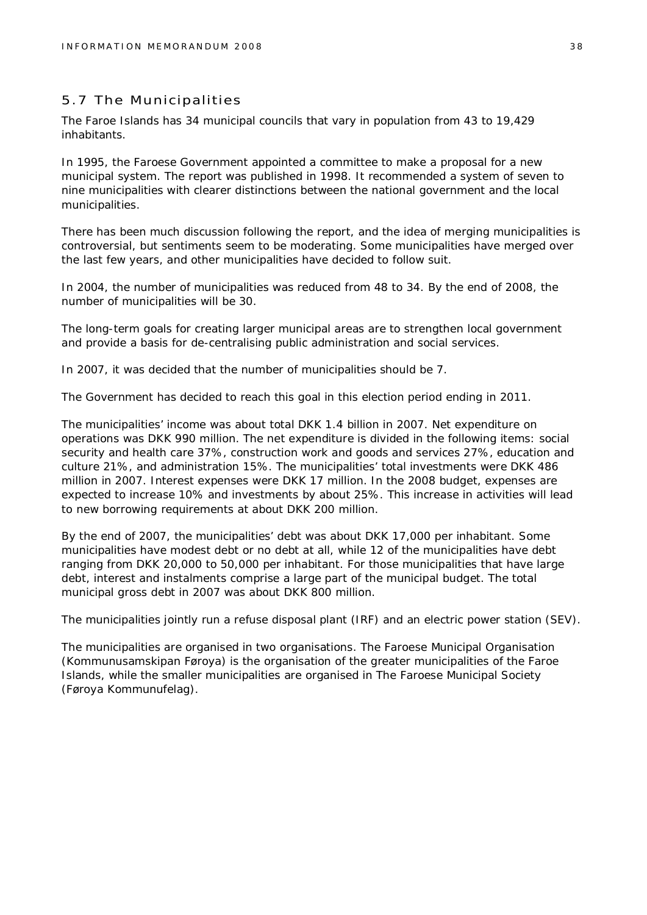## 5.7 The Municipalities

The Faroe Islands has 34 municipal councils that vary in population from 43 to 19,429 inhabitants.

In 1995, the Faroese Government appointed a committee to make a proposal for a new municipal system. The report was published in 1998. It recommended a system of seven to nine municipalities with clearer distinctions between the national government and the local municipalities.

There has been much discussion following the report, and the idea of merging municipalities is controversial, but sentiments seem to be moderating. Some municipalities have merged over the last few years, and other municipalities have decided to follow suit.

In 2004, the number of municipalities was reduced from 48 to 34. By the end of 2008, the number of municipalities will be 30.

The long-term goals for creating larger municipal areas are to strengthen local government and provide a basis for de-centralising public administration and social services.

In 2007, it was decided that the number of municipalities should be 7.

The Government has decided to reach this goal in this election period ending in 2011.

The municipalities' income was about total DKK 1.4 billion in 2007. Net expenditure on operations was DKK 990 million. The net expenditure is divided in the following items: social security and health care 37%, construction work and goods and services 27%, education and culture 21%, and administration 15%. The municipalities' total investments were DKK 486 million in 2007. Interest expenses were DKK 17 million. In the 2008 budget, expenses are expected to increase 10% and investments by about 25%. This increase in activities will lead to new borrowing requirements at about DKK 200 million.

By the end of 2007, the municipalities' debt was about DKK 17,000 per inhabitant. Some municipalities have modest debt or no debt at all, while 12 of the municipalities have debt ranging from DKK 20,000 to 50,000 per inhabitant. For those municipalities that have large debt, interest and instalments comprise a large part of the municipal budget. The total municipal gross debt in 2007 was about DKK 800 million.

The municipalities jointly run a refuse disposal plant (IRF) and an electric power station (SEV).

The municipalities are organised in two organisations. The Faroese Municipal Organisation (Kommunusamskipan Føroya) is the organisation of the greater municipalities of the Faroe Islands, while the smaller municipalities are organised in The Faroese Municipal Society (Føroya Kommunufelag).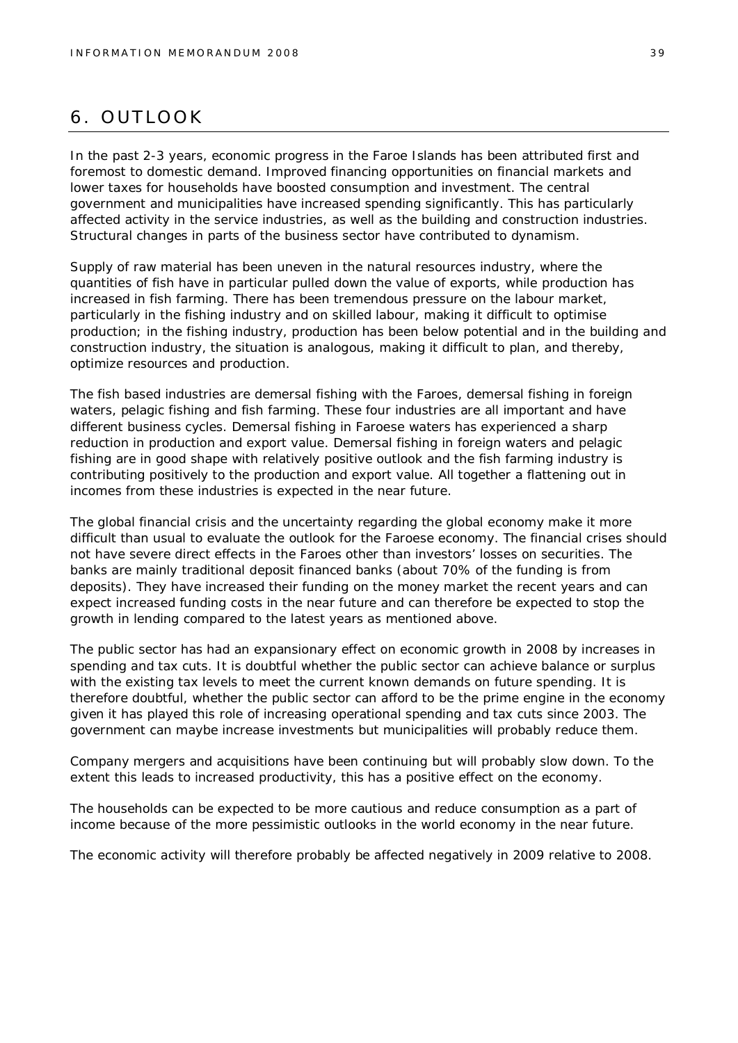# 6. OUTLOOK

In the past 2-3 years, economic progress in the Faroe Islands has been attributed first and foremost to domestic demand. Improved financing opportunities on financial markets and lower taxes for households have boosted consumption and investment. The central government and municipalities have increased spending significantly. This has particularly affected activity in the service industries, as well as the building and construction industries. Structural changes in parts of the business sector have contributed to dynamism.

Supply of raw material has been uneven in the natural resources industry, where the quantities of fish have in particular pulled down the value of exports, while production has increased in fish farming. There has been tremendous pressure on the labour market, particularly in the fishing industry and on skilled labour, making it difficult to optimise production; in the fishing industry, production has been below potential and in the building and construction industry, the situation is analogous, making it difficult to plan, and thereby, optimize resources and production.

The fish based industries are demersal fishing with the Faroes, demersal fishing in foreign waters, pelagic fishing and fish farming. These four industries are all important and have different business cycles. Demersal fishing in Faroese waters has experienced a sharp reduction in production and export value. Demersal fishing in foreign waters and pelagic fishing are in good shape with relatively positive outlook and the fish farming industry is contributing positively to the production and export value. All together a flattening out in incomes from these industries is expected in the near future.

The global financial crisis and the uncertainty regarding the global economy make it more difficult than usual to evaluate the outlook for the Faroese economy. The financial crises should not have severe direct effects in the Faroes other than investors' losses on securities. The banks are mainly traditional deposit financed banks (about 70% of the funding is from deposits). They have increased their funding on the money market the recent years and can expect increased funding costs in the near future and can therefore be expected to stop the growth in lending compared to the latest years as mentioned above.

The public sector has had an expansionary effect on economic growth in 2008 by increases in spending and tax cuts. It is doubtful whether the public sector can achieve balance or surplus with the existing tax levels to meet the current known demands on future spending. It is therefore doubtful, whether the public sector can afford to be the prime engine in the economy given it has played this role of increasing operational spending and tax cuts since 2003. The government can maybe increase investments but municipalities will probably reduce them.

Company mergers and acquisitions have been continuing but will probably slow down. To the extent this leads to increased productivity, this has a positive effect on the economy.

The households can be expected to be more cautious and reduce consumption as a part of income because of the more pessimistic outlooks in the world economy in the near future.

The economic activity will therefore probably be affected negatively in 2009 relative to 2008.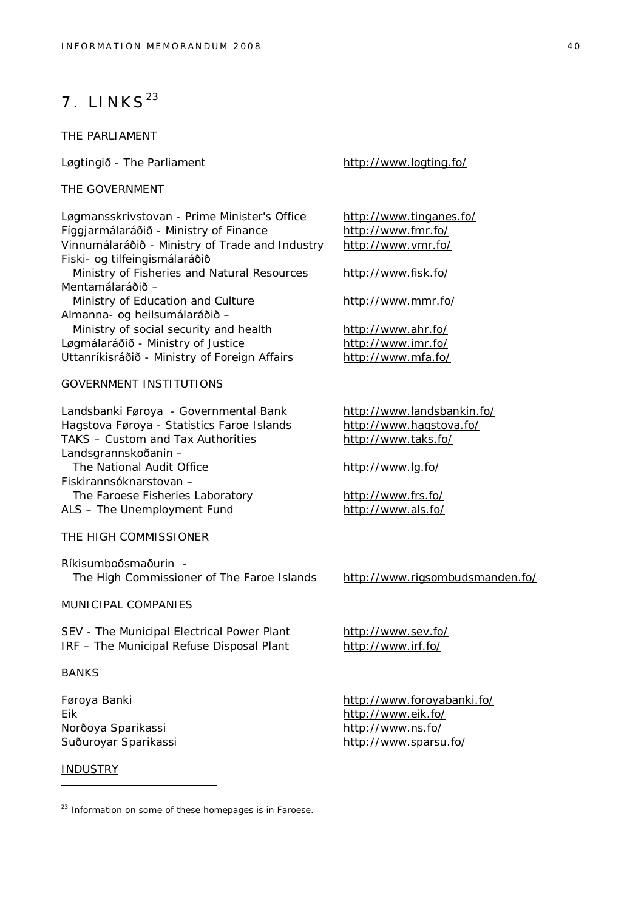# 7. LINKS[23]

THE PARLIAMENT

| | |
|---|---|
| Løgtingið - The Parliament | http://www.logting.fo/ |

THE GOVERNMENT

| | |
|---|---|
| Løgmansskrivstovan - Prime Minister's Office | http://www.tinganes.fo/ |
| Fíggjarmálaráðið - Ministry of Finance | http://www.fmr.fo/ |
| Vinnumálaráðið - Ministry of Trade and Industry | http://www.vmr.fo/ |
| Fiski- og tilfeingismálaráðið Ministry of Fisheries and Natural Resources | http://www.fisk.fo/ |
| Mentamálaráðið – Ministry of Education and Culture | http://www.mmr.fo/ |
| Almanna- og heilsumálaráðið – Ministry of social security and health | http://www.ahr.fo/ |
| Løgmálaráðið - Ministry of Justice | http://www.imr.fo/ |
| Uttanríkisráðið - Ministry of Foreign Affairs | http://www.mfa.fo/ |

GOVERNMENT INSTITUTIONS

| | |
|---|---|
| Landsbanki Føroya - Governmental Bank | http://www.landsbankin.fo/ |
| Hagstova Føroya - Statistics Faroe Islands | http://www.hagstova.fo/ |
| TAKS – Custom and Tax Authorities | http://www.taks.fo/ |
| Landsgrannskoðanin – The National Audit Office | http://www.lg.fo/ |
| Fiskirannsóknarstovan – The Faroese Fisheries Laboratory | http://www.frs.fo/ |
| ALS – The Unemployment Fund | http://www.als.fo/ |

THE HIGH COMMISSIONER

| | |
|---|---|
| Ríkisumboðsmaðurin - The High Commissioner of The Faroe Islands | http://www.rigsombudsmanden.fo/ |

MUNICIPAL COMPANIES

| | |
|---|---|
| SEV - The Municipal Electrical Power Plant | http://www.sev.fo/ |
| IRF – The Municipal Refuse Disposal Plant | http://www.irf.fo/ |

BANKS

| | |
|---|---|
| Føroya Banki | http://www.foroyabanki.fo/ |
| Eik | http://www.eik.fo/ |
| Norðoya Sparikassi | http://www.ns.fo/ |
| Suðuroyar Sparikassi | http://www.sparsu.fo/ |

INDUSTRY

[23] Information on some of these homepages is in Faroese.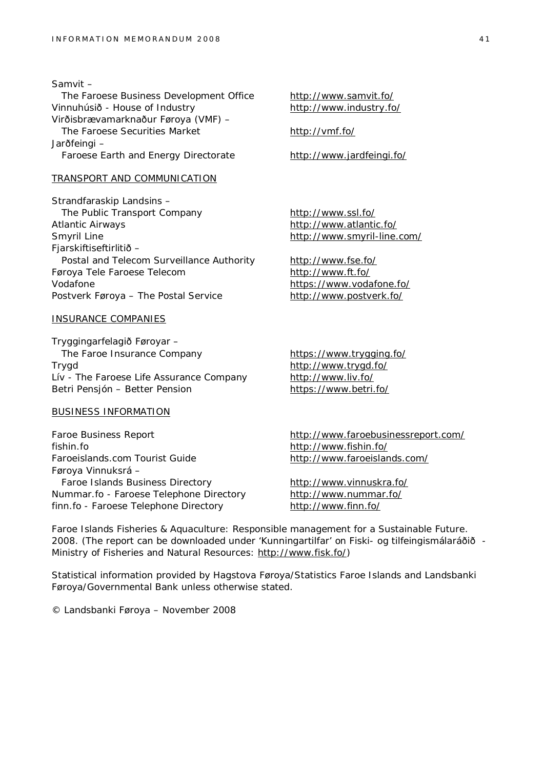| | |
|---|---|
| Samvit – The Faroese Business Development Office | http://www.samvit.fo/ |
| Vinnuhúsið - House of Industry | http://www.industry.fo/ |
| Virðisbrævamarknaður Føroya (VMF) – The Faroese Securities Market | http://vmf.fo/ |
| Jarðfeingi – Faroese Earth and Energy Directorate | http://www.jardfeingi.fo/ |

TRANSPORT AND COMMUNICATION

| | |
|---|---|
| Strandfaraskip Landsins – The Public Transport Company | http://www.ssl.fo/ |
| Atlantic Airways | http://www.atlantic.fo/ |
| Smyril Line | http://www.smyril-line.com/ |
| Fjarskiftiseftirlitið – Postal and Telecom Surveillance Authority | http://www.fse.fo/ |
| Føroya Tele Faroese Telecom | http://www.ft.fo/ |
| Vodafone | https://www.vodafone.fo/ |
| Postverk Føroya – The Postal Service | http://www.postverk.fo/ |

INSURANCE COMPANIES

| | |
|---|---|
| Tryggingarfelagið Føroyar – The Faroe Insurance Company | https://www.trygging.fo/ |
| Trygd | http://www.trygd.fo/ |
| Lív - The Faroese Life Assurance Company | http://www.liv.fo/ |
| Betri Pensjón – Better Pension | https://www.betri.fo/ |

BUSINESS INFORMATION

| | |
|---|---|
| Faroe Business Report | http://www.faroebusinessreport.com/ |
| fishin.fo | http://www.fishin.fo/ |
| Faroeislands.com Tourist Guide | http://www.faroeislands.com/ |
| Føroya Vinnuksrá – Faroe Islands Business Directory | http://www.vinnuskra.fo/ |
| Nummar.fo - Faroese Telephone Directory | http://www.nummar.fo/ |
| finn.fo - Faroese Telephone Directory | http://www.finn.fo/ |

Faroe Islands Fisheries & Aquaculture: Responsible management for a Sustainable Future. 2008. (The report can be downloaded under 'Kunningartilfar' on Fiski- og tilfeingismálaráðið - Ministry of Fisheries and Natural Resources: http://www.fisk.fo/)

Statistical information provided by Hagstova Føroya/Statistics Faroe Islands and Landsbanki Føroya/Governmental Bank unless otherwise stated.

© Landsbanki Føroya – November 2008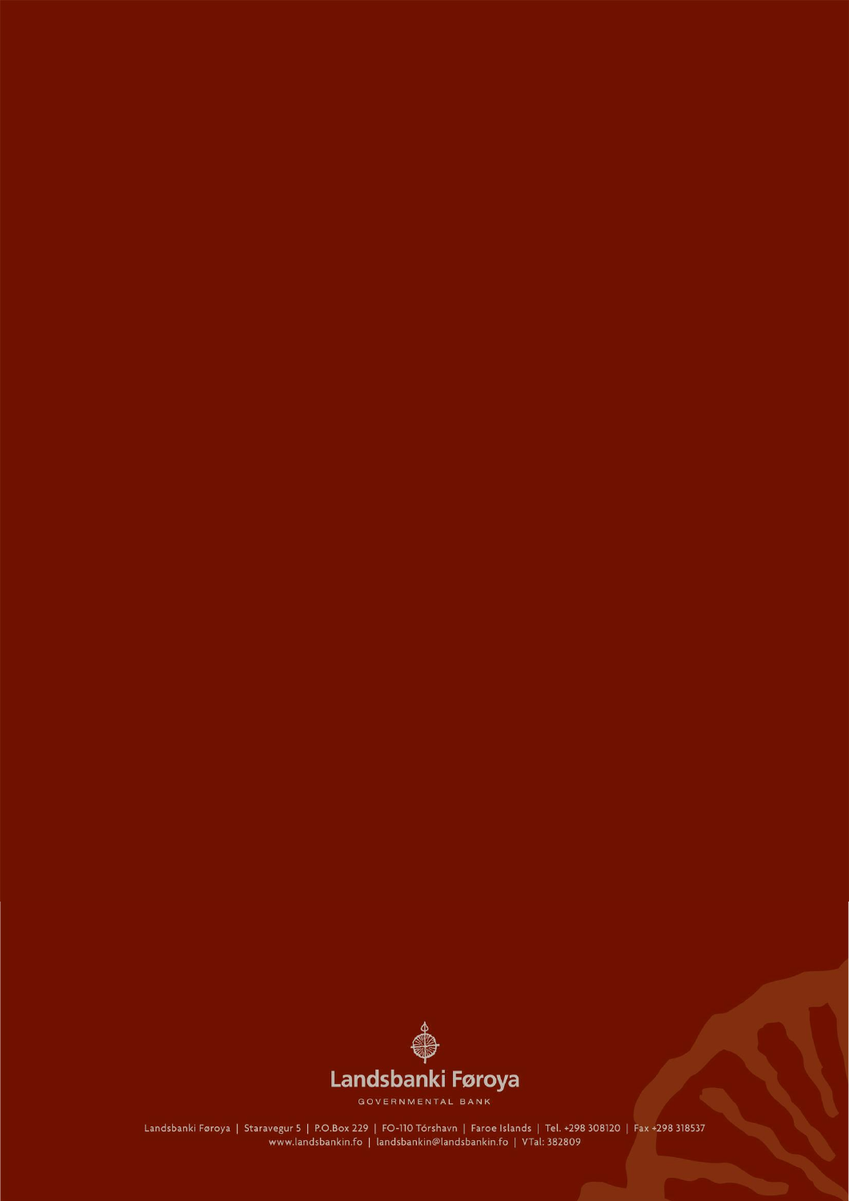Landsbanki Føroya

GOVERNMENTAL BANK

Landsbanki Føroya | Staravegur 5 | P.O.Box 229 | FO-110 Tórshavn | Faroe Islands | Tel. +298 308120 | Fax +298 318537
www.landsbankin.fo | landsbankin@landsbankin.fo | VTal: 382809